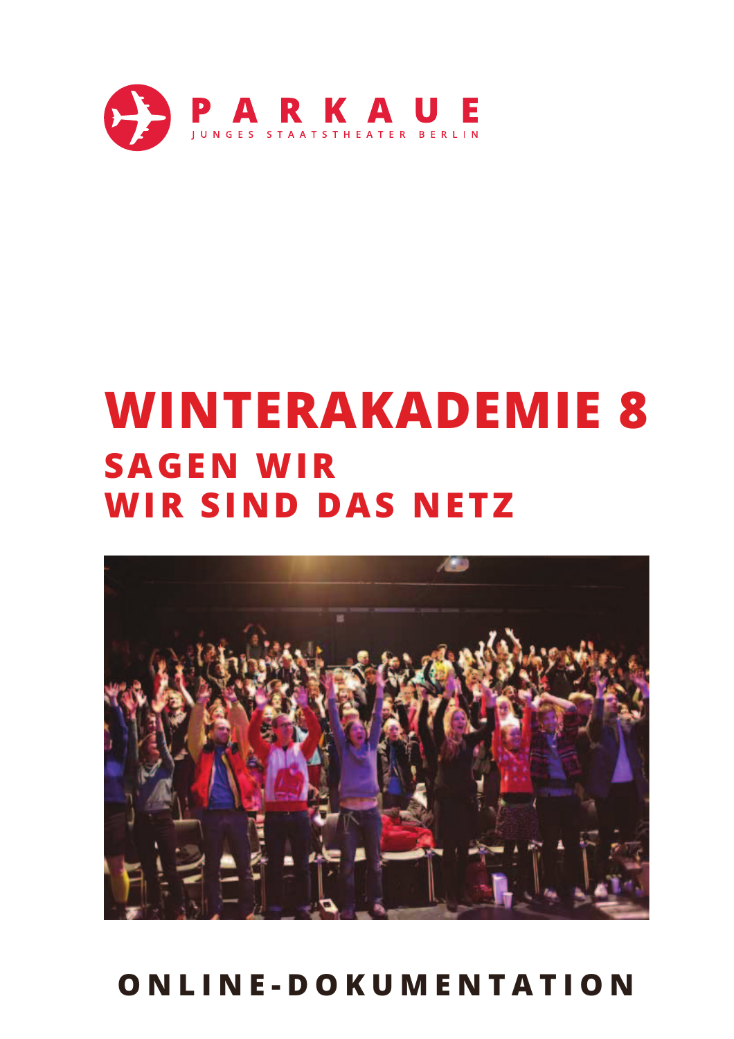PARKAUE

JUNGES STAATSTHEATER BERLIN

# WINTERAKADEMIE 8

## SAGEN WIR
## WIR SIND DAS NETZ

**ONLINE-DOKUMENTATION**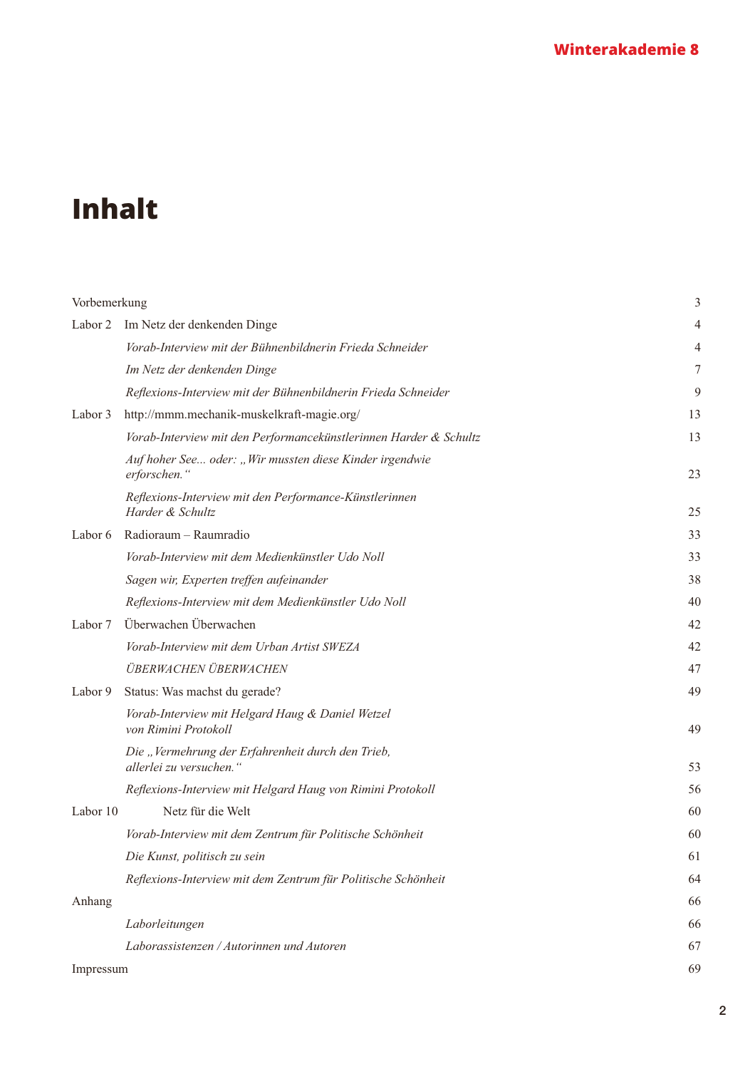# Inhalt

| | | |
|---|---|---|
| Vorbemerkung | | 3 |
| Labor 2 | Im Netz der denkenden Dinge | 4 |
| | *Vorab-Interview mit der Bühnenbildnerin Frieda Schneider* | 4 |
| | *Im Netz der denkenden Dinge* | 7 |
| | *Reflexions-Interview mit der Bühnenbildnerin Frieda Schneider* | 9 |
| Labor 3 | http://mmm.mechanik-muskelkraft-magie.org/ | 13 |
| | *Vorab-Interview mit den Performancekünstlerinnen Harder & Schultz* | 13 |
| | *Auf hoher See... oder: „Wir mussten diese Kinder irgendwie erforschen.“* | 23 |
| | *Reflexions-Interview mit den Performance-Künstlerinnen Harder & Schultz* | 25 |
| Labor 6 | Radioraum – Raumradio | 33 |
| | *Vorab-Interview mit dem Medienkünstler Udo Noll* | 33 |
| | *Sagen wir, Experten treffen aufeinander* | 38 |
| | *Reflexions-Interview mit dem Medienkünstler Udo Noll* | 40 |
| Labor 7 | Überwachen Überwachen | 42 |
| | *Vorab-Interview mit dem Urban Artist SWEZA* | 42 |
| | *ÜBERWACHEN ÜBERWACHEN* | 47 |
| Labor 9 | Status: Was machst du gerade? | 49 |
| | *Vorab-Interview mit Helgard Haug & Daniel Wetzel von Rimini Protokoll* | 49 |
| | *Die „Vermehrung der Erfahrenheit durch den Trieb, allerlei zu versuchen.“* | 53 |
| | *Reflexions-Interview mit Helgard Haug von Rimini Protokoll* | 56 |
| Labor 10 | Netz für die Welt | 60 |
| | *Vorab-Interview mit dem Zentrum für Politische Schönheit* | 60 |
| | *Die Kunst, politisch zu sein* | 61 |
| | *Reflexions-Interview mit dem Zentrum für Politische Schönheit* | 64 |
| Anhang | | 66 |
| | *Laborleitungen* | 66 |
| | *Laborassistenzen / Autorinnen und Autoren* | 67 |
| Impressum | | 69 |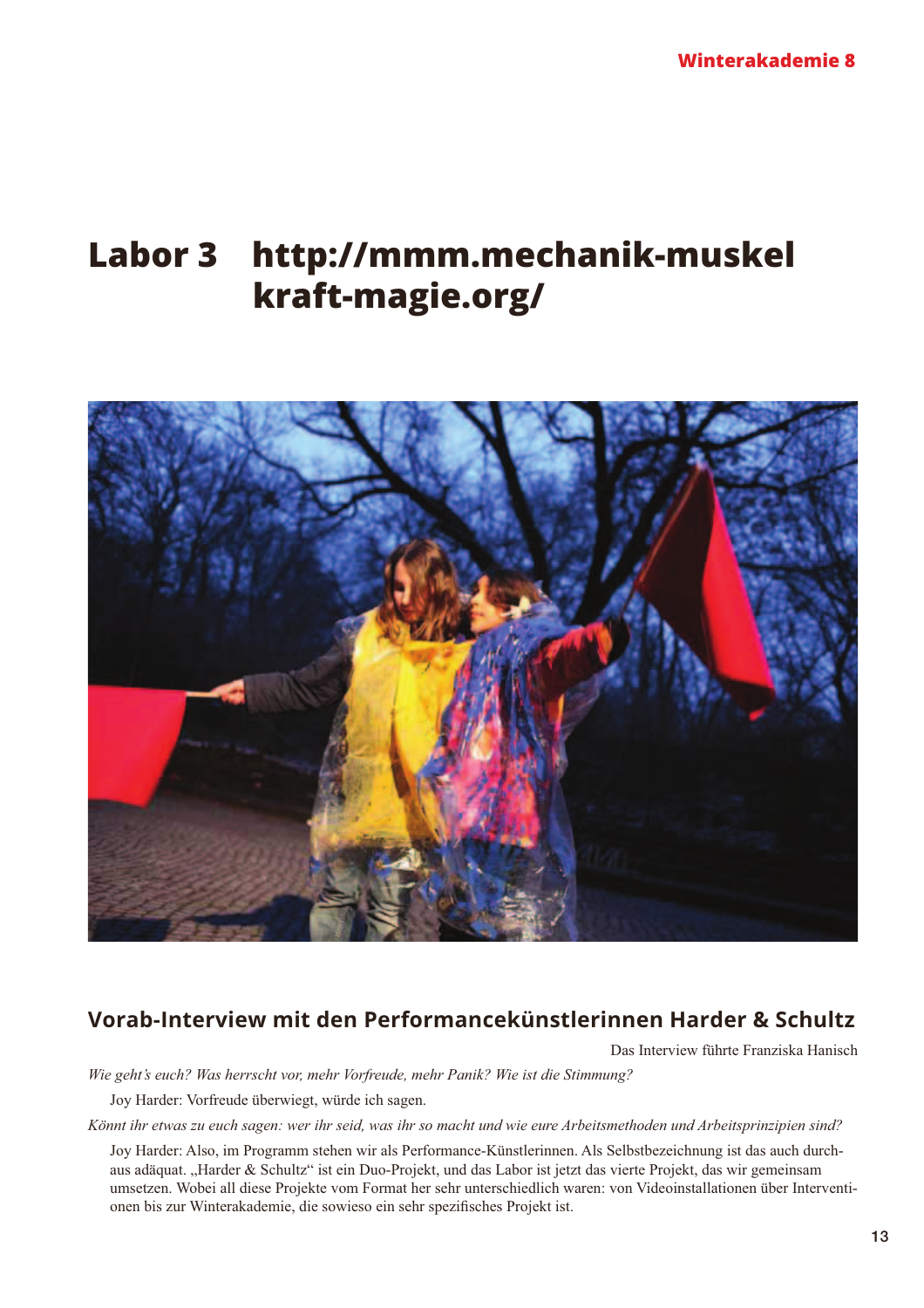# Labor 3 http://mmm.mechanik-muskelkraft-magie.org/

## Vorab-Interview mit den Performancekünstlerinnen Harder & Schultz

Das Interview führte Franziska Hanisch

*Wie geht's euch? Was herrscht vor, mehr Vorfreude, mehr Panik? Wie ist die Stimmung?*

Joy Harder: Vorfreude überwiegt, würde ich sagen.

*Könnt ihr etwas zu euch sagen: wer ihr seid, was ihr so macht und wie eure Arbeitsmethoden und Arbeitsprinzipien sind?*

Joy Harder: Also, im Programm stehen wir als Performance-Künstlerinnen. Als Selbstbezeichnung ist das auch durchaus adäquat. „Harder & Schultz" ist ein Duo-Projekt, und das Labor ist jetzt das vierte Projekt, das wir gemeinsam umsetzen. Wobei all diese Projekte vom Format her sehr unterschiedlich waren: von Videoinstallationen über Interventionen bis zur Winterakademie, die sowieso ein sehr spezifisches Projekt ist.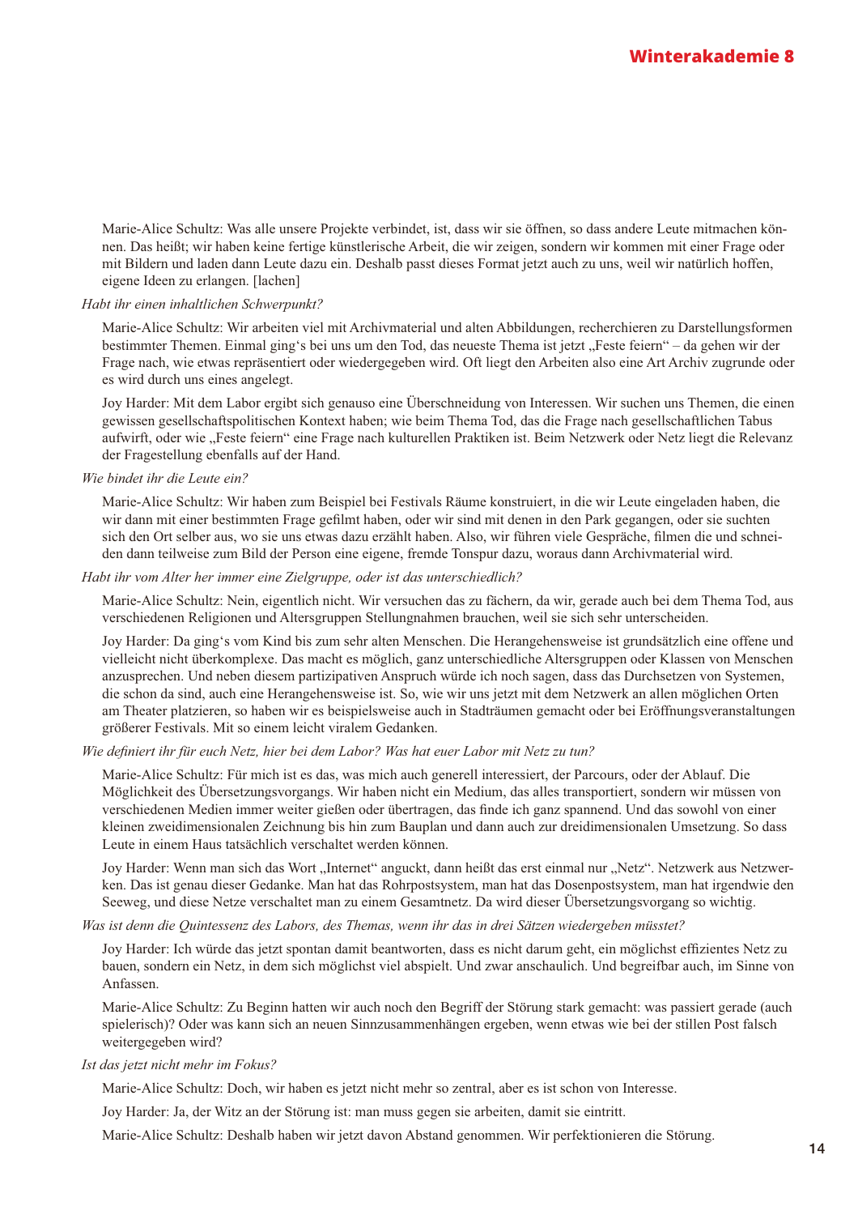Marie-Alice Schultz: Was alle unsere Projekte verbindet, ist, dass wir sie öffnen, so dass andere Leute mitmachen können. Das heißt; wir haben keine fertige künstlerische Arbeit, die wir zeigen, sondern wir kommen mit einer Frage oder mit Bildern und laden dann Leute dazu ein. Deshalb passt dieses Format jetzt auch zu uns, weil wir natürlich hoffen, eigene Ideen zu erlangen. [lachen]

*Habt ihr einen inhaltlichen Schwerpunkt?*

Marie-Alice Schultz: Wir arbeiten viel mit Archivmaterial und alten Abbildungen, recherchieren zu Darstellungsformen bestimmter Themen. Einmal ging's bei uns um den Tod, das neueste Thema ist jetzt „Feste feiern" – da gehen wir der Frage nach, wie etwas repräsentiert oder wiedergegeben wird. Oft liegt den Arbeiten also eine Art Archiv zugrunde oder es wird durch uns eines angelegt.

Joy Harder: Mit dem Labor ergibt sich genauso eine Überschneidung von Interessen. Wir suchen uns Themen, die einen gewissen gesellschaftspolitischen Kontext haben; wie beim Thema Tod, das die Frage nach gesellschaftlichen Tabus aufwirft, oder wie „Feste feiern" eine Frage nach kulturellen Praktiken ist. Beim Netzwerk oder Netz liegt die Relevanz der Fragestellung ebenfalls auf der Hand.

*Wie bindet ihr die Leute ein?*

Marie-Alice Schultz: Wir haben zum Beispiel bei Festivals Räume konstruiert, in die wir Leute eingeladen haben, die wir dann mit einer bestimmten Frage gefilmt haben, oder wir sind mit denen in den Park gegangen, oder sie suchten sich den Ort selber aus, wo sie uns etwas dazu erzählt haben. Also, wir führen viele Gespräche, filmen die und schneiden dann teilweise zum Bild der Person eine eigene, fremde Tonspur dazu, woraus dann Archivmaterial wird.

*Habt ihr vom Alter her immer eine Zielgruppe, oder ist das unterschiedlich?*

Marie-Alice Schultz: Nein, eigentlich nicht. Wir versuchen das zu fächern, da wir, gerade auch bei dem Thema Tod, aus verschiedenen Religionen und Altersgruppen Stellungnahmen brauchen, weil sie sich sehr unterscheiden.

Joy Harder: Da ging's vom Kind bis zum sehr alten Menschen. Die Herangehensweise ist grundsätzlich eine offene und vielleicht nicht überkomplexe. Das macht es möglich, ganz unterschiedliche Altersgruppen oder Klassen von Menschen anzusprechen. Und neben diesem partizipativen Anspruch würde ich noch sagen, dass das Durchsetzen von Systemen, die schon da sind, auch eine Herangehensweise ist. So, wie wir uns jetzt mit dem Netzwerk an allen möglichen Orten am Theater platzieren, so haben wir es beispielsweise auch in Stadträumen gemacht oder bei Eröffnungsveranstaltungen größerer Festivals. Mit so einem leicht viralem Gedanken.

*Wie definiert ihr für euch Netz, hier bei dem Labor? Was hat euer Labor mit Netz zu tun?*

Marie-Alice Schultz: Für mich ist es das, was mich auch generell interessiert, der Parcours, oder der Ablauf. Die Möglichkeit des Übersetzungsvorgangs. Wir haben nicht ein Medium, das alles transportiert, sondern wir müssen von verschiedenen Medien immer weiter gießen oder übertragen, das finde ich ganz spannend. Und das sowohl von einer kleinen zweidimensionalen Zeichnung bis hin zum Bauplan und dann auch zur dreidimensionalen Umsetzung. So dass Leute in einem Haus tatsächlich verschaltet werden können.

Joy Harder: Wenn man sich das Wort „Internet" anguckt, dann heißt das erst einmal nur „Netz". Netzwerk aus Netzwerken. Das ist genau dieser Gedanke. Man hat das Rohrpostsystem, man hat das Dosenpostsystem, man hat irgendwie den Seeweg, und diese Netze verschaltet man zu einem Gesamtnetz. Da wird dieser Übersetzungsvorgang so wichtig.

*Was ist denn die Quintessenz des Labors, des Themas, wenn ihr das in drei Sätzen wiedergeben müsstet?*

Joy Harder: Ich würde das jetzt spontan damit beantworten, dass es nicht darum geht, ein möglichst effizientes Netz zu bauen, sondern ein Netz, in dem sich möglichst viel abspielt. Und zwar anschaulich. Und begreifbar auch, im Sinne von Anfassen.

Marie-Alice Schultz: Zu Beginn hatten wir auch noch den Begriff der Störung stark gemacht: was passiert gerade (auch spielerisch)? Oder was kann sich an neuen Sinnzusammenhängen ergeben, wenn etwas wie bei der stillen Post falsch weitergegeben wird?

*Ist das jetzt nicht mehr im Fokus?*

Marie-Alice Schultz: Doch, wir haben es jetzt nicht mehr so zentral, aber es ist schon von Interesse.

Joy Harder: Ja, der Witz an der Störung ist: man muss gegen sie arbeiten, damit sie eintritt.

Marie-Alice Schultz: Deshalb haben wir jetzt davon Abstand genommen. Wir perfektionieren die Störung.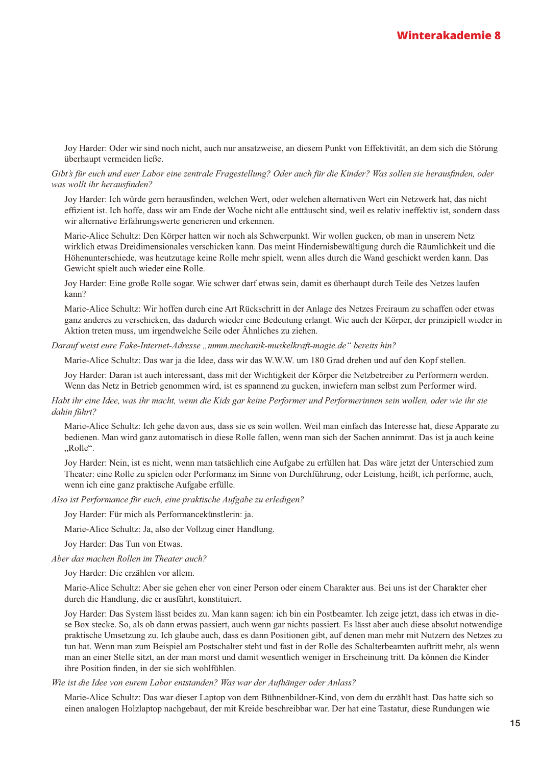Joy Harder: Oder wir sind noch nicht, auch nur ansatzweise, an diesem Punkt von Effektivität, an dem sich die Störung überhaupt vermeiden ließe.

*Gibt's für euch und euer Labor eine zentrale Fragestellung? Oder auch für die Kinder? Was sollen sie herausfinden, oder was wollt ihr herausfinden?*

Joy Harder: Ich würde gern herausfinden, welchen Wert, oder welchen alternativen Wert ein Netzwerk hat, das nicht effizient ist. Ich hoffe, dass wir am Ende der Woche nicht alle enttäuscht sind, weil es relativ ineffektiv ist, sondern dass wir alternative Erfahrungswerte generieren und erkennen.

Marie-Alice Schultz: Den Körper hatten wir noch als Schwerpunkt. Wir wollen gucken, ob man in unserem Netz wirklich etwas Dreidimensionales verschicken kann. Das meint Hindernisbewältigung durch die Räumlichkeit und die Höhenunterschiede, was heutzutage keine Rolle mehr spielt, wenn alles durch die Wand geschickt werden kann. Das Gewicht spielt auch wieder eine Rolle.

Joy Harder: Eine große Rolle sogar. Wie schwer darf etwas sein, damit es überhaupt durch Teile des Netzes laufen kann?

Marie-Alice Schultz: Wir hoffen durch eine Art Rückschritt in der Anlage des Netzes Freiraum zu schaffen oder etwas ganz anderes zu verschicken, das dadurch wieder eine Bedeutung erlangt. Wie auch der Körper, der prinzipiell wieder in Aktion treten muss, um irgendwelche Seile oder Ähnliches zu ziehen.

*Darauf weist eure Fake-Internet-Adresse „mmm.mechanik-muskelkraft-magie.de" bereits hin?*

Marie-Alice Schultz: Das war ja die Idee, dass wir das W.W.W. um 180 Grad drehen und auf den Kopf stellen.

Joy Harder: Daran ist auch interessant, dass mit der Wichtigkeit der Körper die Netzbetreiber zu Performern werden. Wenn das Netz in Betrieb genommen wird, ist es spannend zu gucken, inwiefern man selbst zum Performer wird.

*Habt ihr eine Idee, was ihr macht, wenn die Kids gar keine Performer und Performerinnen sein wollen, oder wie ihr sie dahin führt?*

Marie-Alice Schultz: Ich gehe davon aus, dass sie es sein wollen. Weil man einfach das Interesse hat, diese Apparate zu bedienen. Man wird ganz automatisch in diese Rolle fallen, wenn man sich der Sachen annimmt. Das ist ja auch keine „Rolle".

Joy Harder: Nein, ist es nicht, wenn man tatsächlich eine Aufgabe zu erfüllen hat. Das wäre jetzt der Unterschied zum Theater: eine Rolle zu spielen oder Performanz im Sinne von Durchführung, oder Leistung, heißt, ich performe, auch, wenn ich eine ganz praktische Aufgabe erfülle.

*Also ist Performance für euch, eine praktische Aufgabe zu erledigen?*

Joy Harder: Für mich als Performancekünstlerin: ja.

Marie-Alice Schultz: Ja, also der Vollzug einer Handlung.

Joy Harder: Das Tun von Etwas.

*Aber das machen Rollen im Theater auch?*

Joy Harder: Die erzählen vor allem.

Marie-Alice Schultz: Aber sie gehen eher von einer Person oder einem Charakter aus. Bei uns ist der Charakter eher durch die Handlung, die er ausführt, konstituiert.

Joy Harder: Das System lässt beides zu. Man kann sagen: ich bin ein Postbeamter. Ich zeige jetzt, dass ich etwas in diese Box stecke. So, als ob dann etwas passiert, auch wenn gar nichts passiert. Es lässt aber auch diese absolut notwendige praktische Umsetzung zu. Ich glaube auch, dass es dann Positionen gibt, auf denen man mehr mit Nutzern des Netzes zu tun hat. Wenn man zum Beispiel am Postschalter steht und fast in der Rolle des Schalterbeamten auftritt mehr, als wenn man an einer Stelle sitzt, an der man morst und damit wesentlich weniger in Erscheinung tritt. Da können die Kinder ihre Position finden, in der sie sich wohlfühlen.

*Wie ist die Idee von eurem Labor entstanden? Was war der Aufhänger oder Anlass?*

Marie-Alice Schultz: Das war dieser Laptop von dem Bühnenbildner-Kind, von dem du erzählt hast. Das hatte sich so einen analogen Holzlaptop nachgebaut, der mit Kreide beschreibbar war. Der hat eine Tastatur, diese Rundungen wie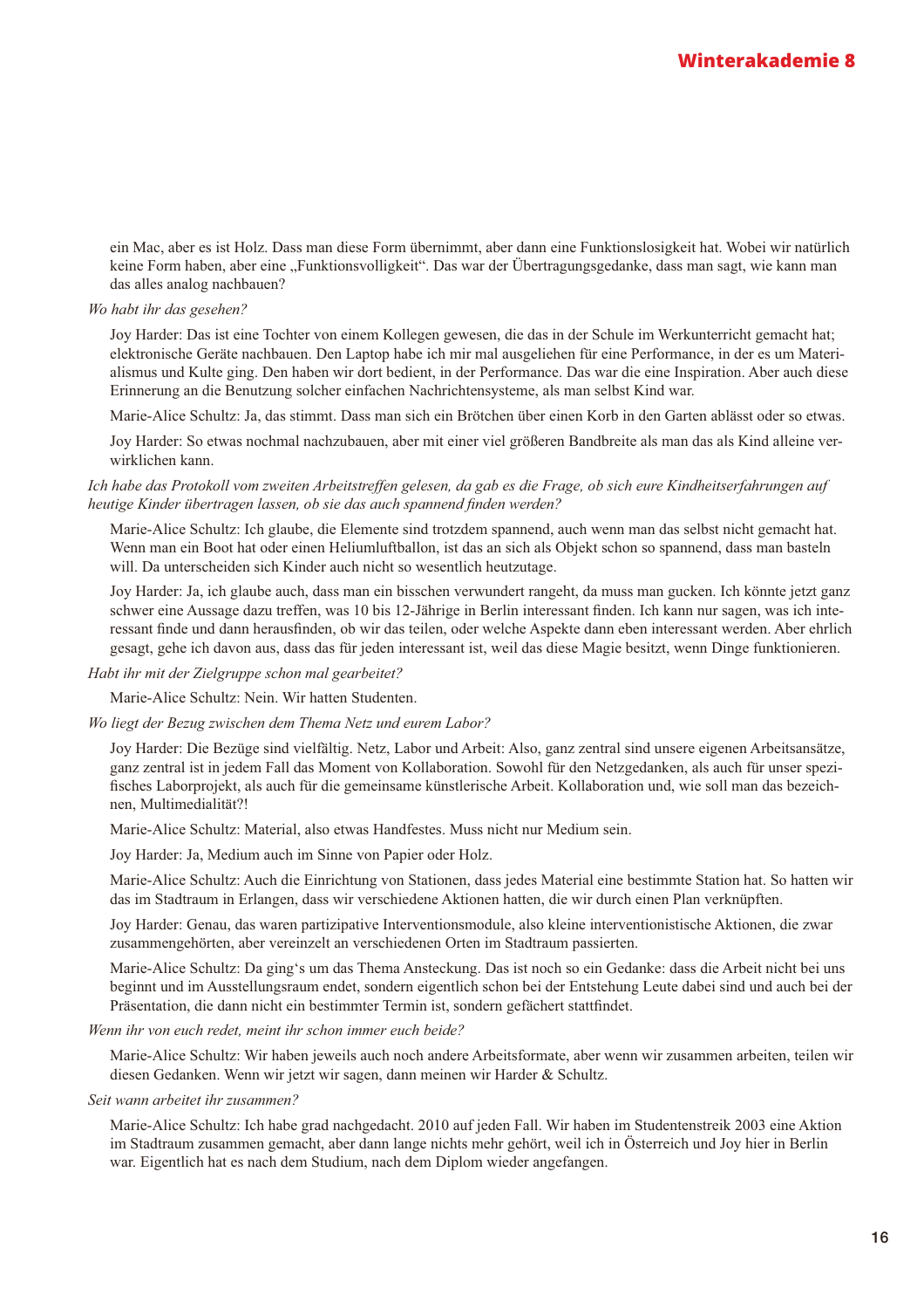ein Mac, aber es ist Holz. Dass man diese Form übernimmt, aber dann eine Funktionslosigkeit hat. Wobei wir natürlich keine Form haben, aber eine „Funktionsvolligkeit“. Das war der Übertragungsgedanke, dass man sagt, wie kann man das alles analog nachbauen?

*Wo habt ihr das gesehen?*

Joy Harder: Das ist eine Tochter von einem Kollegen gewesen, die das in der Schule im Werkunterricht gemacht hat; elektronische Geräte nachbauen. Den Laptop habe ich mir mal ausgeliehen für eine Performance, in der es um Materialismus und Kulte ging. Den haben wir dort bedient, in der Performance. Das war die eine Inspiration. Aber auch diese Erinnerung an die Benutzung solcher einfachen Nachrichtensysteme, als man selbst Kind war.

Marie-Alice Schultz: Ja, das stimmt. Dass man sich ein Brötchen über einen Korb in den Garten ablässt oder so etwas.

Joy Harder: So etwas nochmal nachzubauen, aber mit einer viel größeren Bandbreite als man das als Kind alleine verwirklichen kann.

*Ich habe das Protokoll vom zweiten Arbeitstreffen gelesen, da gab es die Frage, ob sich eure Kindheitserfahrungen auf heutige Kinder übertragen lassen, ob sie das auch spannend finden werden?*

Marie-Alice Schultz: Ich glaube, die Elemente sind trotzdem spannend, auch wenn man das selbst nicht gemacht hat. Wenn man ein Boot hat oder einen Heliumluftballon, ist das an sich als Objekt schon so spannend, dass man basteln will. Da unterscheiden sich Kinder auch nicht so wesentlich heutzutage.

Joy Harder: Ja, ich glaube auch, dass man ein bisschen verwundert rangeht, da muss man gucken. Ich könnte jetzt ganz schwer eine Aussage dazu treffen, was 10 bis 12-Jährige in Berlin interessant finden. Ich kann nur sagen, was ich interessant finde und dann herausfinden, ob wir das teilen, oder welche Aspekte dann eben interessant werden. Aber ehrlich gesagt, gehe ich davon aus, dass das für jeden interessant ist, weil das diese Magie besitzt, wenn Dinge funktionieren.

*Habt ihr mit der Zielgruppe schon mal gearbeitet?*

Marie-Alice Schultz: Nein. Wir hatten Studenten.

*Wo liegt der Bezug zwischen dem Thema Netz und eurem Labor?*

Joy Harder: Die Bezüge sind vielfältig. Netz, Labor und Arbeit: Also, ganz zentral sind unsere eigenen Arbeitsansätze, ganz zentral ist in jedem Fall das Moment von Kollaboration. Sowohl für den Netzgedanken, als auch für unser spezifisches Laborprojekt, als auch für die gemeinsame künstlerische Arbeit. Kollaboration und, wie soll man das bezeichnen, Multimedialität?!

Marie-Alice Schultz: Material, also etwas Handfestes. Muss nicht nur Medium sein.

Joy Harder: Ja, Medium auch im Sinne von Papier oder Holz.

Marie-Alice Schultz: Auch die Einrichtung von Stationen, dass jedes Material eine bestimmte Station hat. So hatten wir das im Stadtraum in Erlangen, dass wir verschiedene Aktionen hatten, die wir durch einen Plan verknüpften.

Joy Harder: Genau, das waren partizipative Interventionsmodule, also kleine interventionistische Aktionen, die zwar zusammengehörten, aber vereinzelt an verschiedenen Orten im Stadtraum passierten.

Marie-Alice Schultz: Da ging‘s um das Thema Ansteckung. Das ist noch so ein Gedanke: dass die Arbeit nicht bei uns beginnt und im Ausstellungsraum endet, sondern eigentlich schon bei der Entstehung Leute dabei sind und auch bei der Präsentation, die dann nicht ein bestimmter Termin ist, sondern gefächert stattfindet.

*Wenn ihr von euch redet, meint ihr schon immer euch beide?*

Marie-Alice Schultz: Wir haben jeweils auch noch andere Arbeitsformate, aber wenn wir zusammen arbeiten, teilen wir diesen Gedanken. Wenn wir jetzt wir sagen, dann meinen wir Harder & Schultz.

*Seit wann arbeitet ihr zusammen?*

Marie-Alice Schultz: Ich habe grad nachgedacht. 2010 auf jeden Fall. Wir haben im Studentenstreik 2003 eine Aktion im Stadtraum zusammen gemacht, aber dann lange nichts mehr gehört, weil ich in Österreich und Joy hier in Berlin war. Eigentlich hat es nach dem Studium, nach dem Diplom wieder angefangen.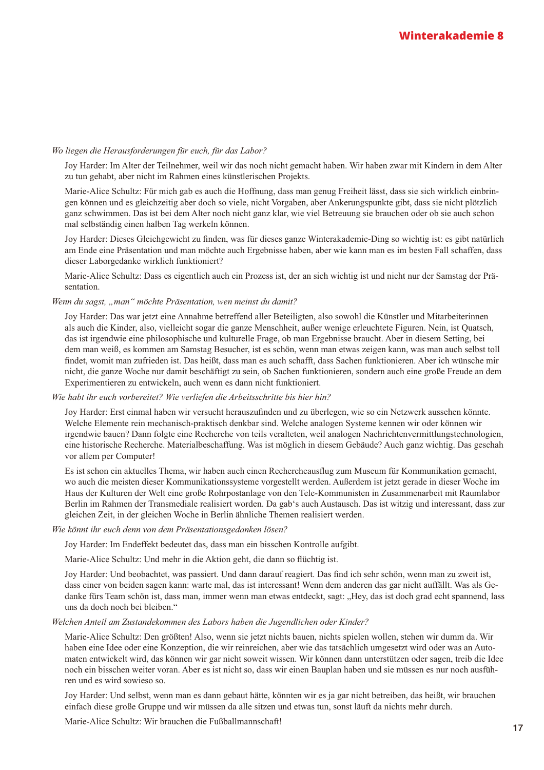*Wo liegen die Herausforderungen für euch, für das Labor?*

Joy Harder: Im Alter der Teilnehmer, weil wir das noch nicht gemacht haben. Wir haben zwar mit Kindern in dem Alter zu tun gehabt, aber nicht im Rahmen eines künstlerischen Projekts.

Marie-Alice Schultz: Für mich gab es auch die Hoffnung, dass man genug Freiheit lässt, dass sie sich wirklich einbringen können und es gleichzeitig aber doch so viele, nicht Vorgaben, aber Ankerungspunkte gibt, dass sie nicht plötzlich ganz schwimmen. Das ist bei dem Alter noch nicht ganz klar, wie viel Betreuung sie brauchen oder ob sie auch schon mal selbständig einen halben Tag werkeln können.

Joy Harder: Dieses Gleichgewicht zu finden, was für dieses ganze Winterakademie-Ding so wichtig ist: es gibt natürlich am Ende eine Präsentation und man möchte auch Ergebnisse haben, aber wie kann man es im besten Fall schaffen, dass dieser Laborgedanke wirklich funktioniert?

Marie-Alice Schultz: Dass es eigentlich auch ein Prozess ist, der an sich wichtig ist und nicht nur der Samstag der Präsentation.

*Wenn du sagst, „man" möchte Präsentation, wen meinst du damit?*

Joy Harder: Das war jetzt eine Annahme betreffend aller Beteiligten, also sowohl die Künstler und Mitarbeiterinnen als auch die Kinder, also, vielleicht sogar die ganze Menschheit, außer wenige erleuchtete Figuren. Nein, ist Quatsch, das ist irgendwie eine philosophische und kulturelle Frage, ob man Ergebnisse braucht. Aber in diesem Setting, bei dem man weiß, es kommen am Samstag Besucher, ist es schön, wenn man etwas zeigen kann, was man auch selbst toll findet, womit man zufrieden ist. Das heißt, dass man es auch schafft, dass Sachen funktionieren. Aber ich wünsche mir nicht, die ganze Woche nur damit beschäftigt zu sein, ob Sachen funktionieren, sondern auch eine große Freude an dem Experimentieren zu entwickeln, auch wenn es dann nicht funktioniert.

*Wie habt ihr euch vorbereitet? Wie verliefen die Arbeitsschritte bis hier hin?*

Joy Harder: Erst einmal haben wir versucht herauszufinden und zu überlegen, wie so ein Netzwerk aussehen könnte. Welche Elemente rein mechanisch-praktisch denkbar sind. Welche analogen Systeme kennen wir oder können wir irgendwie bauen? Dann folgte eine Recherche von teils veralteten, weil analogen Nachrichtenvermittlungstechnologien, eine historische Recherche. Materialbeschaffung. Was ist möglich in diesem Gebäude? Auch ganz wichtig. Das geschah vor allem per Computer!

Es ist schon ein aktuelles Thema, wir haben auch einen Rechercheausflug zum Museum für Kommunikation gemacht, wo auch die meisten dieser Kommunikationssysteme vorgestellt werden. Außerdem ist jetzt gerade in dieser Woche im Haus der Kulturen der Welt eine große Rohrpostanlage von den Tele-Kommunisten in Zusammenarbeit mit Raumlabor Berlin im Rahmen der Transmediale realisiert worden. Da gab's auch Austausch. Das ist witzig und interessant, dass zur gleichen Zeit, in der gleichen Woche in Berlin ähnliche Themen realisiert werden.

*Wie könnt ihr euch denn von dem Präsentationsgedanken lösen?*

Joy Harder: Im Endeffekt bedeutet das, dass man ein bisschen Kontrolle aufgibt.

Marie-Alice Schultz: Und mehr in die Aktion geht, die dann so flüchtig ist.

Joy Harder: Und beobachtet, was passiert. Und dann darauf reagiert. Das find ich sehr schön, wenn man zu zweit ist, dass einer von beiden sagen kann: warte mal, das ist interessant! Wenn dem anderen das gar nicht auffällt. Was als Gedanke fürs Team schön ist, dass man, immer wenn man etwas entdeckt, sagt: „Hey, das ist doch grad echt spannend, lass uns da doch noch bei bleiben."

*Welchen Anteil am Zustandekommen des Labors haben die Jugendlichen oder Kinder?*

Marie-Alice Schultz: Den größten! Also, wenn sie jetzt nichts bauen, nichts spielen wollen, stehen wir dumm da. Wir haben eine Idee oder eine Konzeption, die wir reinreichen, aber wie das tatsächlich umgesetzt wird oder was an Automaten entwickelt wird, das können wir gar nicht soweit wissen. Wir können dann unterstützen oder sagen, treib die Idee noch ein bisschen weiter voran. Aber es ist nicht so, dass wir einen Bauplan haben und sie müssen es nur noch ausführen und es wird sowieso so.

Joy Harder: Und selbst, wenn man es dann gebaut hätte, könnten wir es ja gar nicht betreiben, das heißt, wir brauchen einfach diese große Gruppe und wir müssen da alle sitzen und etwas tun, sonst läuft da nichts mehr durch.

Marie-Alice Schultz: Wir brauchen die Fußballmannschaft!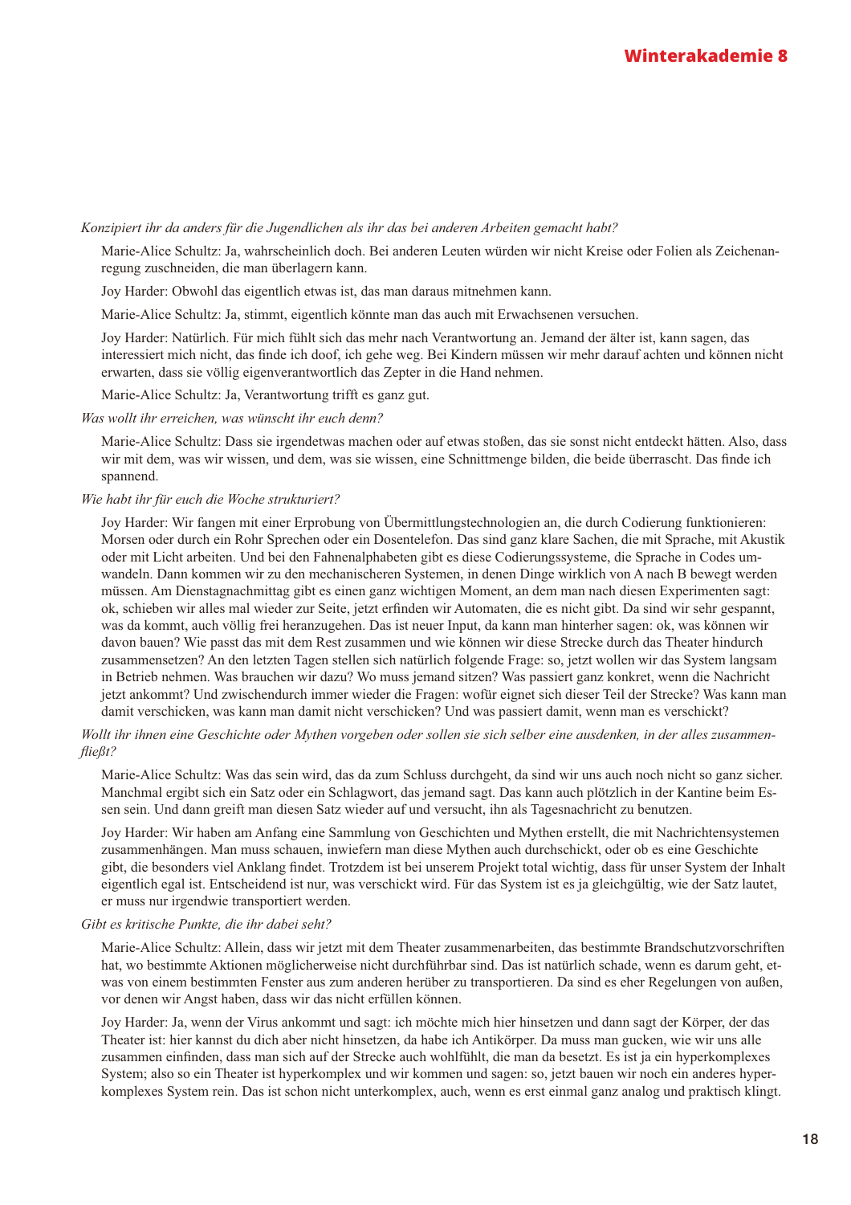*Konzipiert ihr da anders für die Jugendlichen als ihr das bei anderen Arbeiten gemacht habt?*

Marie-Alice Schultz: Ja, wahrscheinlich doch. Bei anderen Leuten würden wir nicht Kreise oder Folien als Zeichenanregung zuschneiden, die man überlagern kann.

Joy Harder: Obwohl das eigentlich etwas ist, das man daraus mitnehmen kann.

Marie-Alice Schultz: Ja, stimmt, eigentlich könnte man das auch mit Erwachsenen versuchen.

Joy Harder: Natürlich. Für mich fühlt sich das mehr nach Verantwortung an. Jemand der älter ist, kann sagen, das interessiert mich nicht, das finde ich doof, ich gehe weg. Bei Kindern müssen wir mehr darauf achten und können nicht erwarten, dass sie völlig eigenverantwortlich das Zepter in die Hand nehmen.

Marie-Alice Schultz: Ja, Verantwortung trifft es ganz gut.

*Was wollt ihr erreichen, was wünscht ihr euch denn?*

Marie-Alice Schultz: Dass sie irgendetwas machen oder auf etwas stoßen, das sie sonst nicht entdeckt hätten. Also, dass wir mit dem, was wir wissen, und dem, was sie wissen, eine Schnittmenge bilden, die beide überrascht. Das finde ich spannend.

*Wie habt ihr für euch die Woche strukturiert?*

Joy Harder: Wir fangen mit einer Erprobung von Übermittlungstechnologien an, die durch Codierung funktionieren: Morsen oder durch ein Rohr Sprechen oder ein Dosentelefon. Das sind ganz klare Sachen, die mit Sprache, mit Akustik oder mit Licht arbeiten. Und bei den Fahnenalphabeten gibt es diese Codierungssysteme, die Sprache in Codes umwandeln. Dann kommen wir zu den mechanischeren Systemen, in denen Dinge wirklich von A nach B bewegt werden müssen. Am Dienstagnachmittag gibt es einen ganz wichtigen Moment, an dem man nach diesen Experimenten sagt: ok, schieben wir alles mal wieder zur Seite, jetzt erfinden wir Automaten, die es nicht gibt. Da sind wir sehr gespannt, was da kommt, auch völlig frei heranzugehen. Das ist neuer Input, da kann man hinterher sagen: ok, was können wir davon bauen? Wie passt das mit dem Rest zusammen und wie können wir diese Strecke durch das Theater hindurch zusammensetzen? An den letzten Tagen stellen sich natürlich folgende Frage: so, jetzt wollen wir das System langsam in Betrieb nehmen. Was brauchen wir dazu? Wo muss jemand sitzen? Was passiert ganz konkret, wenn die Nachricht jetzt ankommt? Und zwischendurch immer wieder die Fragen: wofür eignet sich dieser Teil der Strecke? Was kann man damit verschicken, was kann man damit nicht verschicken? Und was passiert damit, wenn man es verschickt?

*Wollt ihr ihnen eine Geschichte oder Mythen vorgeben oder sollen sie sich selber eine ausdenken, in der alles zusammenfließt?*

Marie-Alice Schultz: Was das sein wird, das da zum Schluss durchgeht, da sind wir uns auch noch nicht so ganz sicher. Manchmal ergibt sich ein Satz oder ein Schlagwort, das jemand sagt. Das kann auch plötzlich in der Kantine beim Essen sein. Und dann greift man diesen Satz wieder auf und versucht, ihn als Tagesnachricht zu benutzen.

Joy Harder: Wir haben am Anfang eine Sammlung von Geschichten und Mythen erstellt, die mit Nachrichtensystemen zusammenhängen. Man muss schauen, inwiefern man diese Mythen auch durchschickt, oder ob es eine Geschichte gibt, die besonders viel Anklang findet. Trotzdem ist bei unserem Projekt total wichtig, dass für unser System der Inhalt eigentlich egal ist. Entscheidend ist nur, was verschickt wird. Für das System ist es ja gleichgültig, wie der Satz lautet, er muss nur irgendwie transportiert werden.

*Gibt es kritische Punkte, die ihr dabei seht?*

Marie-Alice Schultz: Allein, dass wir jetzt mit dem Theater zusammenarbeiten, das bestimmte Brandschutzvorschriften hat, wo bestimmte Aktionen möglicherweise nicht durchführbar sind. Das ist natürlich schade, wenn es darum geht, etwas von einem bestimmten Fenster aus zum anderen herüber zu transportieren. Da sind es eher Regelungen von außen, vor denen wir Angst haben, dass wir das nicht erfüllen können.

Joy Harder: Ja, wenn der Virus ankommt und sagt: ich möchte mich hier hinsetzen und dann sagt der Körper, der das Theater ist: hier kannst du dich aber nicht hinsetzen, da habe ich Antikörper. Da muss man gucken, wie wir uns alle zusammen einfinden, dass man sich auf der Strecke auch wohlfühlt, die man da besetzt. Es ist ja ein hyperkomplexes System; also so ein Theater ist hyperkomplex und wir kommen und sagen: so, jetzt bauen wir noch ein anderes hyperkomplexes System rein. Das ist schon nicht unterkomplex, auch, wenn es erst einmal ganz analog und praktisch klingt.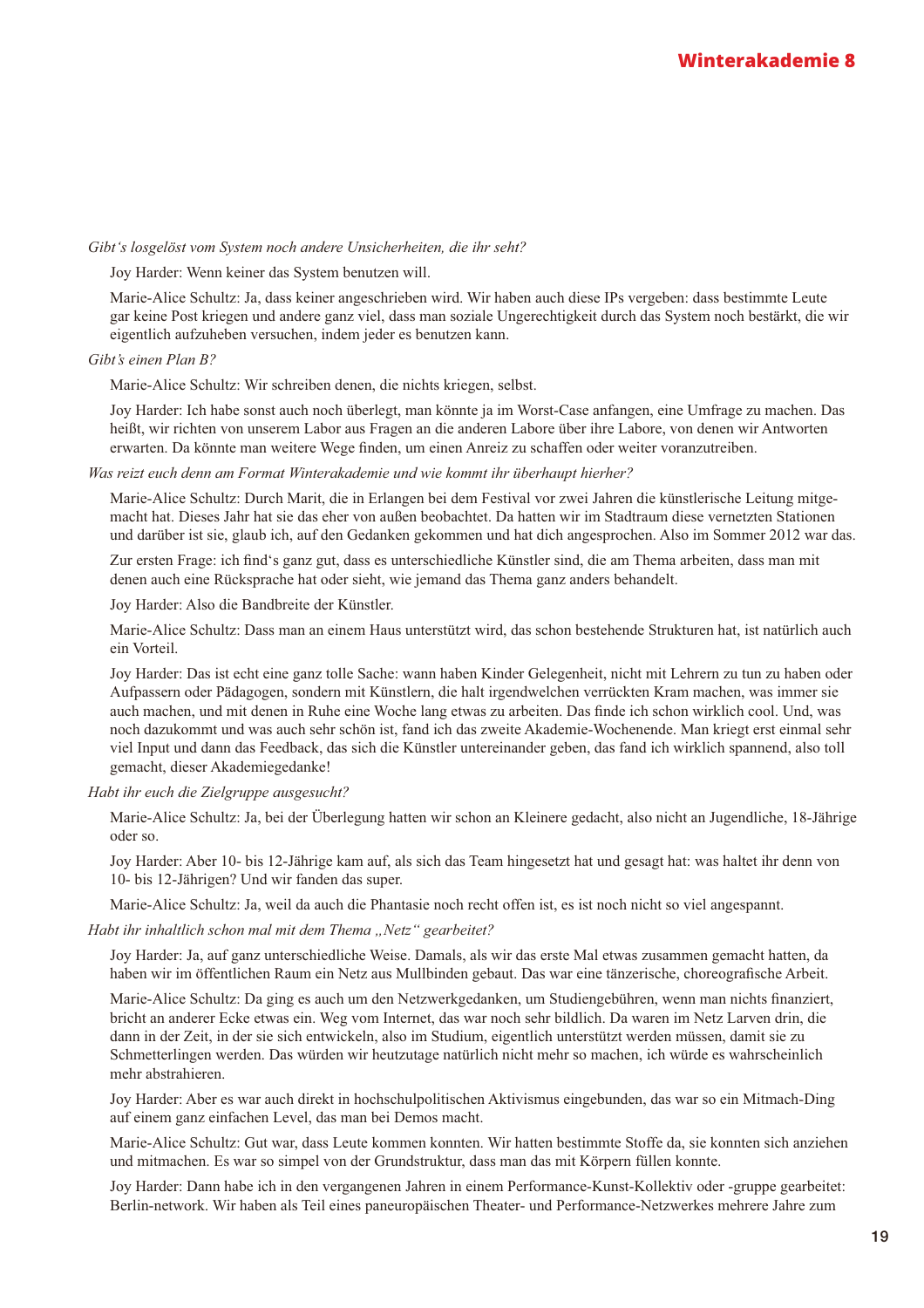*Gibt's losgelöst vom System noch andere Unsicherheiten, die ihr seht?*

Joy Harder: Wenn keiner das System benutzen will.

Marie-Alice Schultz: Ja, dass keiner angeschrieben wird. Wir haben auch diese IPs vergeben: dass bestimmte Leute gar keine Post kriegen und andere ganz viel, dass man soziale Ungerechtigkeit durch das System noch bestärkt, die wir eigentlich aufzuheben versuchen, indem jeder es benutzen kann.

*Gibt's einen Plan B?*

Marie-Alice Schultz: Wir schreiben denen, die nichts kriegen, selbst.

Joy Harder: Ich habe sonst auch noch überlegt, man könnte ja im Worst-Case anfangen, eine Umfrage zu machen. Das heißt, wir richten von unserem Labor aus Fragen an die anderen Labore über ihre Labore, von denen wir Antworten erwarten. Da könnte man weitere Wege finden, um einen Anreiz zu schaffen oder weiter voranzutreiben.

*Was reizt euch denn am Format Winterakademie und wie kommt ihr überhaupt hierher?*

Marie-Alice Schultz: Durch Marit, die in Erlangen bei dem Festival vor zwei Jahren die künstlerische Leitung mitgemacht hat. Dieses Jahr hat sie das eher von außen beobachtet. Da hatten wir im Stadtraum diese vernetzten Stationen und darüber ist sie, glaub ich, auf den Gedanken gekommen und hat dich angesprochen. Also im Sommer 2012 war das.

Zur ersten Frage: ich find's ganz gut, dass es unterschiedliche Künstler sind, die am Thema arbeiten, dass man mit denen auch eine Rücksprache hat oder sieht, wie jemand das Thema ganz anders behandelt.

Joy Harder: Also die Bandbreite der Künstler.

Marie-Alice Schultz: Dass man an einem Haus unterstützt wird, das schon bestehende Strukturen hat, ist natürlich auch ein Vorteil.

Joy Harder: Das ist echt eine ganz tolle Sache: wann haben Kinder Gelegenheit, nicht mit Lehrern zu tun zu haben oder Aufpassern oder Pädagogen, sondern mit Künstlern, die halt irgendwelchen verrückten Kram machen, was immer sie auch machen, und mit denen in Ruhe eine Woche lang etwas zu arbeiten. Das finde ich schon wirklich cool. Und, was noch dazukommt und was auch sehr schön ist, fand ich das zweite Akademie-Wochenende. Man kriegt erst einmal sehr viel Input und dann das Feedback, das sich die Künstler untereinander geben, das fand ich wirklich spannend, also toll gemacht, dieser Akademiegedanke!

*Habt ihr euch die Zielgruppe ausgesucht?*

Marie-Alice Schultz: Ja, bei der Überlegung hatten wir schon an Kleinere gedacht, also nicht an Jugendliche, 18-Jährige oder so.

Joy Harder: Aber 10- bis 12-Jährige kam auf, als sich das Team hingesetzt hat und gesagt hat: was haltet ihr denn von 10- bis 12-Jährigen? Und wir fanden das super.

Marie-Alice Schultz: Ja, weil da auch die Phantasie noch recht offen ist, es ist noch nicht so viel angespannt.

*Habt ihr inhaltlich schon mal mit dem Thema „Netz" gearbeitet?*

Joy Harder: Ja, auf ganz unterschiedliche Weise. Damals, als wir das erste Mal etwas zusammen gemacht hatten, da haben wir im öffentlichen Raum ein Netz aus Mullbinden gebaut. Das war eine tänzerische, choreografische Arbeit.

Marie-Alice Schultz: Da ging es auch um den Netzwerkgedanken, um Studiengebühren, wenn man nichts finanziert, bricht an anderer Ecke etwas ein. Weg vom Internet, das war noch sehr bildlich. Da waren im Netz Larven drin, die dann in der Zeit, in der sie sich entwickeln, also im Studium, eigentlich unterstützt werden müssen, damit sie zu Schmetterlingen werden. Das würden wir heutzutage natürlich nicht mehr so machen, ich würde es wahrscheinlich mehr abstrahieren.

Joy Harder: Aber es war auch direkt in hochschulpolitischen Aktivismus eingebunden, das war so ein Mitmach-Ding auf einem ganz einfachen Level, das man bei Demos macht.

Marie-Alice Schultz: Gut war, dass Leute kommen konnten. Wir hatten bestimmte Stoffe da, sie konnten sich anziehen und mitmachen. Es war so simpel von der Grundstruktur, dass man das mit Körpern füllen konnte.

Joy Harder: Dann habe ich in den vergangenen Jahren in einem Performance-Kunst-Kollektiv oder -gruppe gearbeitet: Berlin-network. Wir haben als Teil eines paneuropäischen Theater- und Performance-Netzwerkes mehrere Jahre zum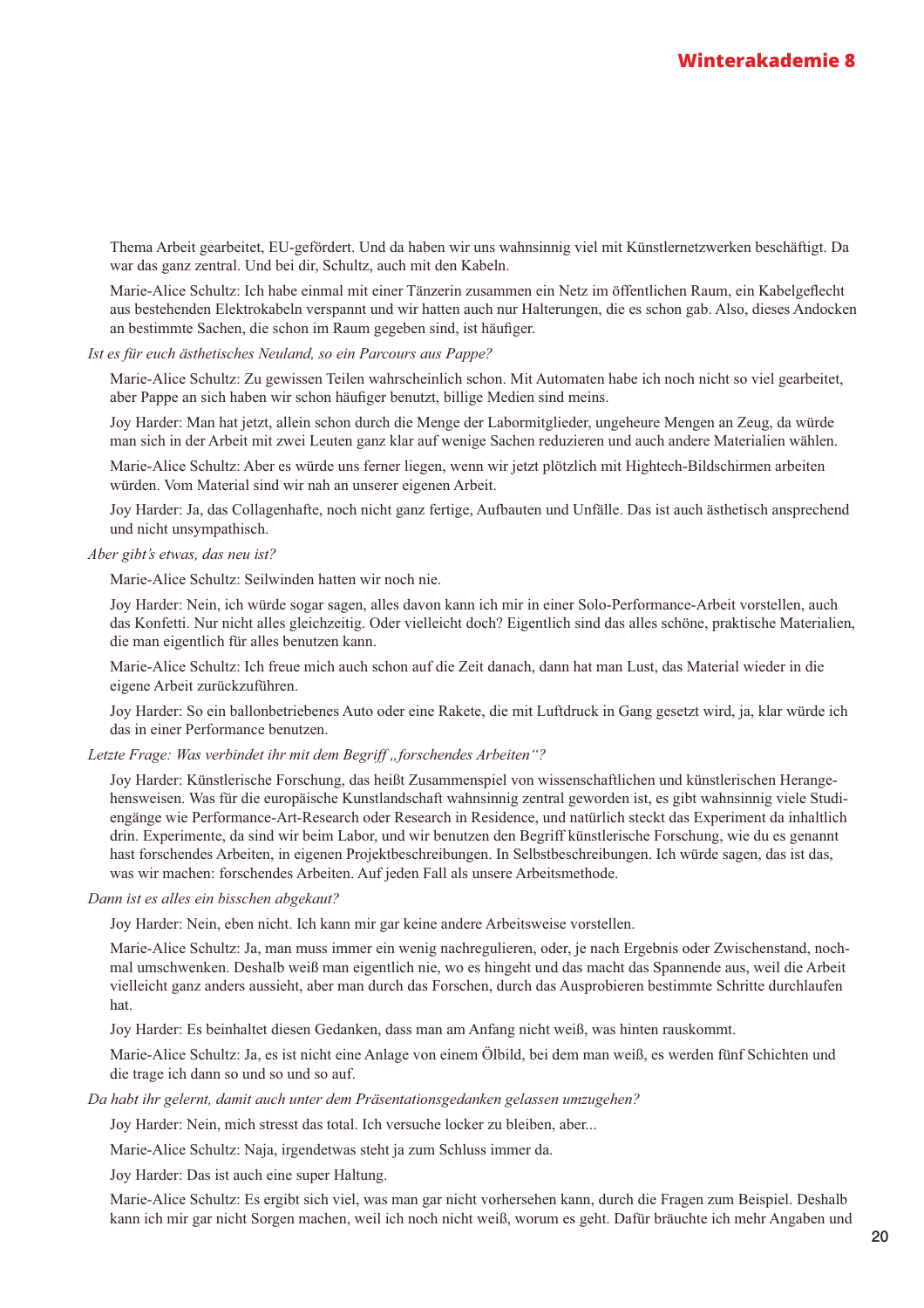Thema Arbeit gearbeitet, EU-gefördert. Und da haben wir uns wahnsinnig viel mit Künstlernetzwerken beschäftigt. Da war das ganz zentral. Und bei dir, Schultz, auch mit den Kabeln.

Marie-Alice Schultz: Ich habe einmal mit einer Tänzerin zusammen ein Netz im öffentlichen Raum, ein Kabelgeflecht aus bestehenden Elektrokabeln verspannt und wir hatten auch nur Halterungen, die es schon gab. Also, dieses Andocken an bestimmte Sachen, die schon im Raum gegeben sind, ist häufiger.

*Ist es für euch ästhetisches Neuland, so ein Parcours aus Pappe?*

Marie-Alice Schultz: Zu gewissen Teilen wahrscheinlich schon. Mit Automaten habe ich noch nicht so viel gearbeitet, aber Pappe an sich haben wir schon häufiger benutzt, billige Medien sind meins.

Joy Harder: Man hat jetzt, allein schon durch die Menge der Labormitglieder, ungeheure Mengen an Zeug, da würde man sich in der Arbeit mit zwei Leuten ganz klar auf wenige Sachen reduzieren und auch andere Materialien wählen.

Marie-Alice Schultz: Aber es würde uns ferner liegen, wenn wir jetzt plötzlich mit Hightech-Bildschirmen arbeiten würden. Vom Material sind wir nah an unserer eigenen Arbeit.

Joy Harder: Ja, das Collagenhafte, noch nicht ganz fertige, Aufbauten und Unfälle. Das ist auch ästhetisch ansprechend und nicht unsympathisch.

*Aber gibt's etwas, das neu ist?*

Marie-Alice Schultz: Seilwinden hatten wir noch nie.

Joy Harder: Nein, ich würde sogar sagen, alles davon kann ich mir in einer Solo-Performance-Arbeit vorstellen, auch das Konfetti. Nur nicht alles gleichzeitig. Oder vielleicht doch? Eigentlich sind das alles schöne, praktische Materialien, die man eigentlich für alles benutzen kann.

Marie-Alice Schultz: Ich freue mich auch schon auf die Zeit danach, dann hat man Lust, das Material wieder in die eigene Arbeit zurückzuführen.

Joy Harder: So ein ballonbetriebenes Auto oder eine Rakete, die mit Luftdruck in Gang gesetzt wird, ja, klar würde ich das in einer Performance benutzen.

*Letzte Frage: Was verbindet ihr mit dem Begriff „forschendes Arbeiten"?*

Joy Harder: Künstlerische Forschung, das heißt Zusammenspiel von wissenschaftlichen und künstlerischen Herangehensweisen. Was für die europäische Kunstlandschaft wahnsinnig zentral geworden ist, es gibt wahnsinnig viele Studiengänge wie Performance-Art-Research oder Research in Residence, und natürlich steckt das Experiment da inhaltlich drin. Experimente, da sind wir beim Labor, und wir benutzen den Begriff künstlerische Forschung, wie du es genannt hast forschendes Arbeiten, in eigenen Projektbeschreibungen. In Selbstbeschreibungen. Ich würde sagen, das ist das, was wir machen: forschendes Arbeiten. Auf jeden Fall als unsere Arbeitsmethode.

*Dann ist es alles ein bisschen abgekaut?*

Joy Harder: Nein, eben nicht. Ich kann mir gar keine andere Arbeitsweise vorstellen.

Marie-Alice Schultz: Ja, man muss immer ein wenig nachregulieren, oder, je nach Ergebnis oder Zwischenstand, nochmal umschwenken. Deshalb weiß man eigentlich nie, wo es hingeht und das macht das Spannende aus, weil die Arbeit vielleicht ganz anders aussieht, aber man durch das Forschen, durch das Ausprobieren bestimmte Schritte durchlaufen hat.

Joy Harder: Es beinhaltet diesen Gedanken, dass man am Anfang nicht weiß, was hinten rauskommt.

Marie-Alice Schultz: Ja, es ist nicht eine Anlage von einem Ölbild, bei dem man weiß, es werden fünf Schichten und die trage ich dann so und so und so auf.

*Da habt ihr gelernt, damit auch unter dem Präsentationsgedanken gelassen umzugehen?*

Joy Harder: Nein, mich stresst das total. Ich versuche locker zu bleiben, aber...

Marie-Alice Schultz: Naja, irgendetwas steht ja zum Schluss immer da.

Joy Harder: Das ist auch eine super Haltung.

Marie-Alice Schultz: Es ergibt sich viel, was man gar nicht vorhersehen kann, durch die Fragen zum Beispiel. Deshalb kann ich mir gar nicht Sorgen machen, weil ich noch nicht weiß, worum es geht. Dafür bräuchte ich mehr Angaben und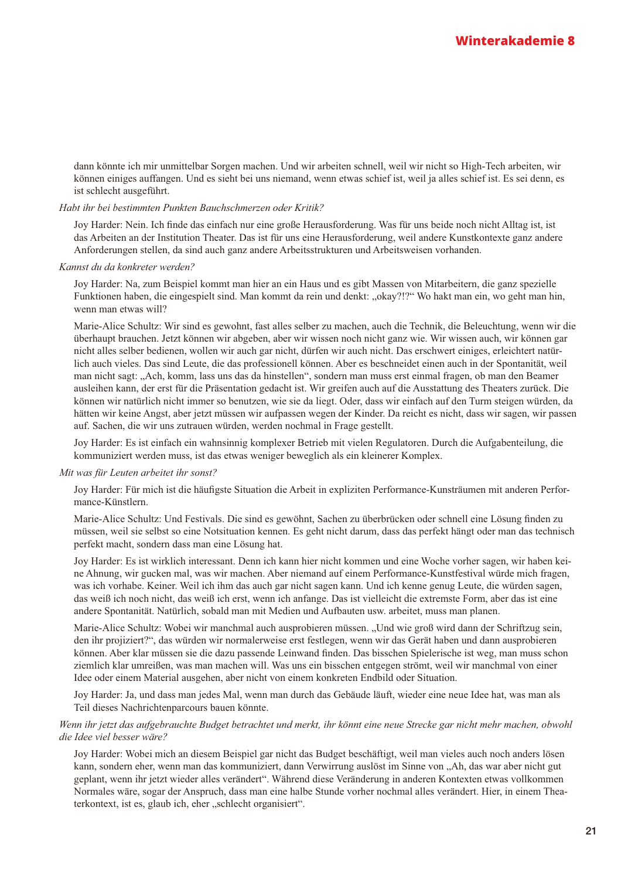dann könnte ich mir unmittelbar Sorgen machen. Und wir arbeiten schnell, weil wir nicht so High-Tech arbeiten, wir können einiges auffangen. Und es sieht bei uns niemand, wenn etwas schief ist, weil ja alles schief ist. Es sei denn, es ist schlecht ausgeführt.

*Habt ihr bei bestimmten Punkten Bauchschmerzen oder Kritik?*

Joy Harder: Nein. Ich finde das einfach nur eine große Herausforderung. Was für uns beide noch nicht Alltag ist, ist das Arbeiten an der Institution Theater. Das ist für uns eine Herausforderung, weil andere Kunstkontexte ganz andere Anforderungen stellen, da sind auch ganz andere Arbeitsstrukturen und Arbeitsweisen vorhanden.

*Kannst du da konkreter werden?*

Joy Harder: Na, zum Beispiel kommt man hier an ein Haus und es gibt Massen von Mitarbeitern, die ganz spezielle Funktionen haben, die eingespielt sind. Man kommt da rein und denkt: „okay?!?" Wo hakt man ein, wo geht man hin, wenn man etwas will?

Marie-Alice Schultz: Wir sind es gewohnt, fast alles selber zu machen, auch die Technik, die Beleuchtung, wenn wir die überhaupt brauchen. Jetzt können wir abgeben, aber wir wissen noch nicht ganz wie. Wir wissen auch, wir können gar nicht alles selber bedienen, wollen wir auch gar nicht, dürfen wir auch nicht. Das erschwert einiges, erleichtert natürlich auch vieles. Das sind Leute, die das professionell können. Aber es beschneidet einen auch in der Spontanität, weil man nicht sagt: „Ach, komm, lass uns das da hinstellen", sondern man muss erst einmal fragen, ob man den Beamer ausleihen kann, der erst für die Präsentation gedacht ist. Wir greifen auch auf die Ausstattung des Theaters zurück. Die können wir natürlich nicht immer so benutzen, wie sie da liegt. Oder, dass wir einfach auf den Turm steigen würden, da hätten wir keine Angst, aber jetzt müssen wir aufpassen wegen der Kinder. Da reicht es nicht, dass wir sagen, wir passen auf. Sachen, die wir uns zutrauen würden, werden nochmal in Frage gestellt.

Joy Harder: Es ist einfach ein wahnsinnig komplexer Betrieb mit vielen Regulatoren. Durch die Aufgabenteilung, die kommuniziert werden muss, ist das etwas weniger beweglich als ein kleinerer Komplex.

*Mit was für Leuten arbeitet ihr sonst?*

Joy Harder: Für mich ist die häufigste Situation die Arbeit in expliziten Performance-Kunsträumen mit anderen Performance-Künstlern.

Marie-Alice Schultz: Und Festivals. Die sind es gewöhnt, Sachen zu überbrücken oder schnell eine Lösung finden zu müssen, weil sie selbst so eine Notsituation kennen. Es geht nicht darum, dass das perfekt hängt oder man das technisch perfekt macht, sondern dass man eine Lösung hat.

Joy Harder: Es ist wirklich interessant. Denn ich kann hier nicht kommen und eine Woche vorher sagen, wir haben keine Ahnung, wir gucken mal, was wir machen. Aber niemand auf einem Performance-Kunstfestival würde mich fragen, was ich vorhabe. Keiner. Weil ich ihm das auch gar nicht sagen kann. Und ich kenne genug Leute, die würden sagen, das weiß ich noch nicht, das weiß ich erst, wenn ich anfange. Das ist vielleicht die extremste Form, aber das ist eine andere Spontanität. Natürlich, sobald man mit Medien und Aufbauten usw. arbeitet, muss man planen.

Marie-Alice Schultz: Wobei wir manchmal auch ausprobieren müssen. „Und wie groß wird dann der Schriftzug sein, den ihr projiziert?", das würden wir normalerweise erst festlegen, wenn wir das Gerät haben und dann ausprobieren können. Aber klar müssen sie die dazu passende Leinwand finden. Das bisschen Spielerische ist weg, man muss schon ziemlich klar umreißen, was man machen will. Was uns ein bisschen entgegen strömt, weil wir manchmal von einer Idee oder einem Material ausgehen, aber nicht von einem konkreten Endbild oder Situation.

Joy Harder: Ja, und dass man jedes Mal, wenn man durch das Gebäude läuft, wieder eine neue Idee hat, was man als Teil dieses Nachrichtenparcours bauen könnte.

*Wenn ihr jetzt das aufgebrauchte Budget betrachtet und merkt, ihr könnt eine neue Strecke gar nicht mehr machen, obwohl die Idee viel besser wäre?*

Joy Harder: Wobei mich an diesem Beispiel gar nicht das Budget beschäftigt, weil man vieles auch noch anders lösen kann, sondern eher, wenn man das kommuniziert, dann Verwirrung auslöst im Sinne von „Ah, das war aber nicht gut geplant, wenn ihr jetzt wieder alles verändert". Während diese Veränderung in anderen Kontexten etwas vollkommen Normales wäre, sogar der Anspruch, dass man eine halbe Stunde vorher nochmal alles verändert. Hier, in einem Theaterkontext, ist es, glaub ich, eher „schlecht organisiert".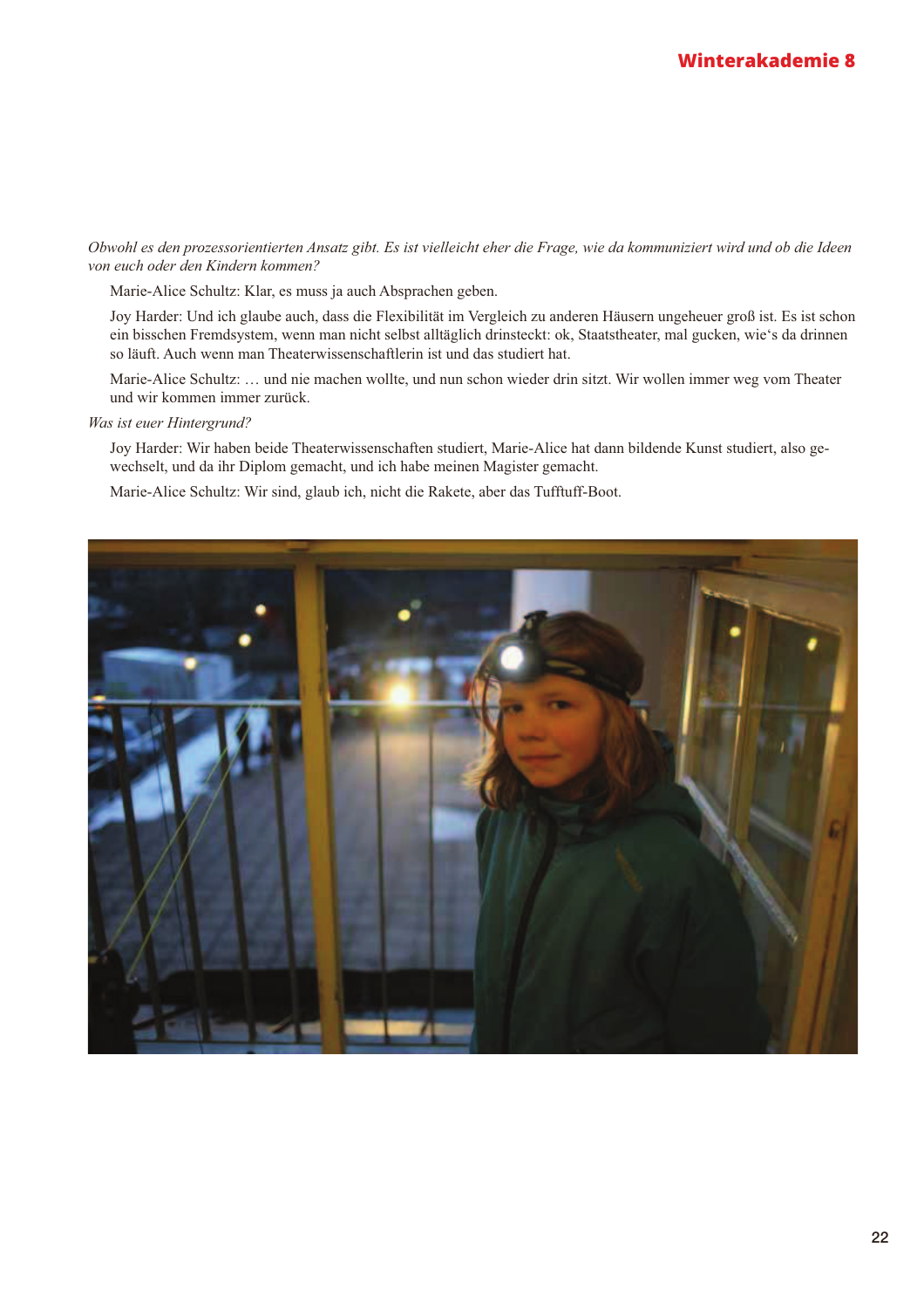*Obwohl es den prozessorientierten Ansatz gibt. Es ist vielleicht eher die Frage, wie da kommuniziert wird und ob die Ideen von euch oder den Kindern kommen?*

Marie-Alice Schultz: Klar, es muss ja auch Absprachen geben.

Joy Harder: Und ich glaube auch, dass die Flexibilität im Vergleich zu anderen Häusern ungeheuer groß ist. Es ist schon ein bisschen Fremdsystem, wenn man nicht selbst alltäglich drinsteckt: ok, Staatstheater, mal gucken, wie's da drinnen so läuft. Auch wenn man Theaterwissenschaftlerin ist und das studiert hat.

Marie-Alice Schultz: … und nie machen wollte, und nun schon wieder drin sitzt. Wir wollen immer weg vom Theater und wir kommen immer zurück.

*Was ist euer Hintergrund?*

Joy Harder: Wir haben beide Theaterwissenschaften studiert, Marie-Alice hat dann bildende Kunst studiert, also gewechselt, und da ihr Diplom gemacht, und ich habe meinen Magister gemacht.

Marie-Alice Schultz: Wir sind, glaub ich, nicht die Rakete, aber das Tufftuff-Boot.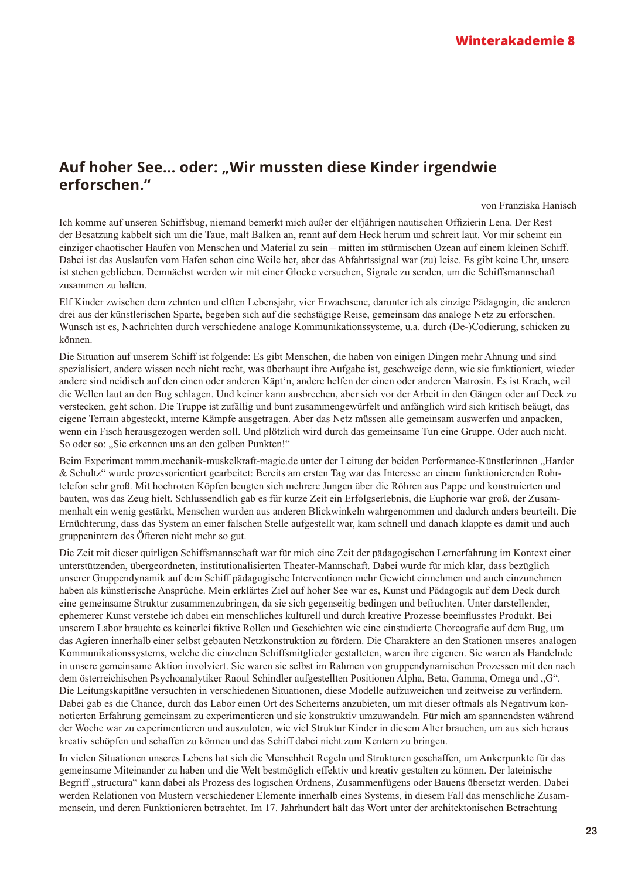## Auf hoher See... oder: „Wir mussten diese Kinder irgendwie erforschen."

von Franziska Hanisch

Ich komme auf unseren Schiffsbug, niemand bemerkt mich außer der elfjährigen nautischen Offizierin Lena. Der Rest der Besatzung kabbelt sich um die Taue, malt Balken an, rennt auf dem Heck herum und schreit laut. Vor mir scheint ein einziger chaotischer Haufen von Menschen und Material zu sein – mitten im stürmischen Ozean auf einem kleinen Schiff. Dabei ist das Auslaufen vom Hafen schon eine Weile her, aber das Abfahrtssignal war (zu) leise. Es gibt keine Uhr, unsere ist stehen geblieben. Demnächst werden wir mit einer Glocke versuchen, Signale zu senden, um die Schiffsmannschaft zusammen zu halten.

Elf Kinder zwischen dem zehnten und elften Lebensjahr, vier Erwachsene, darunter ich als einzige Pädagogin, die anderen drei aus der künstlerischen Sparte, begeben sich auf die sechstägige Reise, gemeinsam das analoge Netz zu erforschen. Wunsch ist es, Nachrichten durch verschiedene analoge Kommunikationssysteme, u.a. durch (De-)Codierung, schicken zu können.

Die Situation auf unserem Schiff ist folgende: Es gibt Menschen, die haben von einigen Dingen mehr Ahnung und sind spezialisiert, andere wissen noch nicht recht, was überhaupt ihre Aufgabe ist, geschweige denn, wie sie funktioniert, wieder andere sind neidisch auf den einen oder anderen Käpt'n, andere helfen der einen oder anderen Matrosin. Es ist Krach, weil die Wellen laut an den Bug schlagen. Und keiner kann ausbrechen, aber sich vor der Arbeit in den Gängen oder auf Deck zu verstecken, geht schon. Die Truppe ist zufällig und bunt zusammengewürfelt und anfänglich wird sich kritisch beäugt, das eigene Terrain abgesteckt, interne Kämpfe ausgetragen. Aber das Netz müssen alle gemeinsam auswerfen und anpacken, wenn ein Fisch herausgezogen werden soll. Und plötzlich wird durch das gemeinsame Tun eine Gruppe. Oder auch nicht. So oder so: „Sie erkennen uns an den gelben Punkten!"

Beim Experiment mmm.mechanik-muskelkraft-magie.de unter der Leitung der beiden Performance-Künstlerinnen „Harder & Schultz" wurde prozessorientiert gearbeitet: Bereits am ersten Tag war das Interesse an einem funktionierenden Rohrtelefon sehr groß. Mit hochroten Köpfen beugten sich mehrere Jungen über die Röhren aus Pappe und konstruierten und bauten, was das Zeug hielt. Schlussendlich gab es für kurze Zeit ein Erfolgserlebnis, die Euphorie war groß, der Zusammenhalt ein wenig gestärkt, Menschen wurden aus anderen Blickwinkeln wahrgenommen und dadurch anders beurteilt. Die Ernüchterung, dass das System an einer falschen Stelle aufgestellt war, kam schnell und danach klappte es damit und auch gruppenintern des Öfteren nicht mehr so gut.

Die Zeit mit dieser quirligen Schiffsmannschaft war für mich eine Zeit der pädagogischen Lernerfahrung im Kontext einer unterstützenden, übergeordneten, institutionalisierten Theater-Mannschaft. Dabei wurde für mich klar, dass bezüglich unserer Gruppendynamik auf dem Schiff pädagogische Interventionen mehr Gewicht einnehmen und auch einzunehmen haben als künstlerische Ansprüche. Mein erklärtes Ziel auf hoher See war es, Kunst und Pädagogik auf dem Deck durch eine gemeinsame Struktur zusammenzubringen, da sie sich gegenseitig bedingen und befruchten. Unter darstellender, ephemerer Kunst verstehe ich dabei ein menschliches kulturell und durch kreative Prozesse beeinflusstes Produkt. Bei unserem Labor brauchte es keinerlei fiktive Rollen und Geschichten wie eine einstudierte Choreografie auf dem Bug, um das Agieren innerhalb einer selbst gebauten Netzkonstruktion zu fördern. Die Charaktere an den Stationen unseres analogen Kommunikationssystems, welche die einzelnen Schiffsmitglieder gestalteten, waren ihre eigenen. Sie waren als Handelnde in unsere gemeinsame Aktion involviert. Sie waren sie selbst im Rahmen von gruppendynamischen Prozessen mit den nach dem österreichischen Psychoanalytiker Raoul Schindler aufgestellten Positionen Alpha, Beta, Gamma, Omega und „G". Die Leitungskapitäne versuchten in verschiedenen Situationen, diese Modelle aufzuweichen und zeitweise zu verändern. Dabei gab es die Chance, durch das Labor einen Ort des Scheiterns anzubieten, um mit dieser oftmals als Negativum konnotierten Erfahrung gemeinsam zu experimentieren und sie konstruktiv umzuwandeln. Für mich am spannendsten während der Woche war zu experimentieren und auszuloten, wie viel Struktur Kinder in diesem Alter brauchen, um aus sich heraus kreativ schöpfen und schaffen zu können und das Schiff dabei nicht zum Kentern zu bringen.

In vielen Situationen unseres Lebens hat sich die Menschheit Regeln und Strukturen geschaffen, um Ankerpunkte für das gemeinsame Miteinander zu haben und die Welt bestmöglich effektiv und kreativ gestalten zu können. Der lateinische Begriff „structura" kann dabei als Prozess des logischen Ordnens, Zusammenfügens oder Bauens übersetzt werden. Dabei werden Relationen von Mustern verschiedener Elemente innerhalb eines Systems, in diesem Fall das menschliche Zusammensein, und deren Funktionieren betrachtet. Im 17. Jahrhundert hält das Wort unter der architektonischen Betrachtung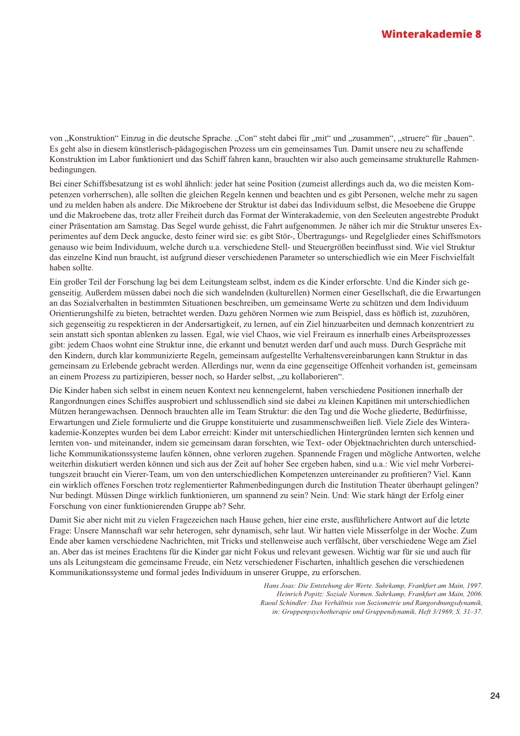von „Konstruktion“ Einzug in die deutsche Sprache. „Con“ steht dabei für „mit“ und „zusammen“, „struere“ für „bauen“. Es geht also in diesem künstlerisch-pädagogischen Prozess um ein gemeinsames Tun. Damit unsere neu zu schaffende Konstruktion im Labor funktioniert und das Schiff fahren kann, brauchten wir also auch gemeinsame strukturelle Rahmenbedingungen.

Bei einer Schiffsbesatzung ist es wohl ähnlich: jeder hat seine Position (zumeist allerdings auch da, wo die meisten Kompetenzen vorherrschen), alle sollten die gleichen Regeln kennen und beachten und es gibt Personen, welche mehr zu sagen und zu melden haben als andere. Die Mikroebene der Struktur ist dabei das Individuum selbst, die Mesoebene die Gruppe und die Makroebene das, trotz aller Freiheit durch das Format der Winterakademie, von den Seeleuten angestrebte Produkt einer Präsentation am Samstag. Das Segel wurde gehisst, die Fahrt aufgenommen. Je näher ich mir die Struktur unseres Experimentes auf dem Deck angucke, desto feiner wird sie: es gibt Stör-, Übertragungs- und Regelglieder eines Schiffsmotors genauso wie beim Individuum, welche durch u.a. verschiedene Stell- und Steuergrößen beeinflusst sind. Wie viel Struktur das einzelne Kind nun braucht, ist aufgrund dieser verschiedenen Parameter so unterschiedlich wie ein Meer Fischvielfalt haben sollte.

Ein großer Teil der Forschung lag bei dem Leitungsteam selbst, indem es die Kinder erforschte. Und die Kinder sich gegenseitig. Außerdem müssen dabei noch die sich wandelnden (kulturellen) Normen einer Gesellschaft, die die Erwartungen an das Sozialverhalten in bestimmten Situationen beschreiben, um gemeinsame Werte zu schützen und dem Individuum Orientierungshilfe zu bieten, betrachtet werden. Dazu gehören Normen wie zum Beispiel, dass es höflich ist, zuzuhören, sich gegenseitig zu respektieren in der Andersartigkeit, zu lernen, auf ein Ziel hinzuarbeiten und demnach konzentriert zu sein anstatt sich spontan ablenken zu lassen. Egal, wie viel Chaos, wie viel Freiraum es innerhalb eines Arbeitsprozesses gibt: jedem Chaos wohnt eine Struktur inne, die erkannt und benutzt werden darf und auch muss. Durch Gespräche mit den Kindern, durch klar kommunizierte Regeln, gemeinsam aufgestellte Verhaltensvereinbarungen kann Struktur in das gemeinsam zu Erlebende gebracht werden. Allerdings nur, wenn da eine gegenseitige Offenheit vorhanden ist, gemeinsam an einem Prozess zu partizipieren, besser noch, so Harder selbst, „zu kollaborieren“.

Die Kinder haben sich selbst in einem neuen Kontext neu kennengelernt, haben verschiedene Positionen innerhalb der Rangordnungen eines Schiffes ausprobiert und schlussendlich sind sie dabei zu kleinen Kapitänen mit unterschiedlichen Mützen herangewachsen. Dennoch brauchten alle im Team Struktur: die den Tag und die Woche gliederte, Bedürfnisse, Erwartungen und Ziele formulierte und die Gruppe konstituierte und zusammenschweißen ließ. Viele Ziele des Winterakademie-Konzeptes wurden bei dem Labor erreicht: Kinder mit unterschiedlichen Hintergründen lernten sich kennen und lernten von- und miteinander, indem sie gemeinsam daran forschten, wie Text- oder Objektnachrichten durch unterschiedliche Kommunikationssysteme laufen können, ohne verloren zugehen. Spannende Fragen und mögliche Antworten, welche weiterhin diskutiert werden können und sich aus der Zeit auf hoher See ergeben haben, sind u.a.: Wie viel mehr Vorbereitungszeit braucht ein Vierer-Team, um von den unterschiedlichen Kompetenzen untereinander zu profitieren? Viel. Kann ein wirklich offenes Forschen trotz reglementierter Rahmenbedingungen durch die Institution Theater überhaupt gelingen? Nur bedingt. Müssen Dinge wirklich funktionieren, um spannend zu sein? Nein. Und: Wie stark hängt der Erfolg einer Forschung von einer funktionierenden Gruppe ab? Sehr.

Damit Sie aber nicht mit zu vielen Fragezeichen nach Hause gehen, hier eine erste, ausführlichere Antwort auf die letzte Frage: Unsere Mannschaft war sehr heterogen, sehr dynamisch, sehr laut. Wir hatten viele Misserfolge in der Woche. Zum Ende aber kamen verschiedene Nachrichten, mit Tricks und stellenweise auch verfälscht, über verschiedene Wege am Ziel an. Aber das ist meines Erachtens für die Kinder gar nicht Fokus und relevant gewesen. Wichtig war für sie und auch für uns als Leitungsteam die gemeinsame Freude, ein Netz verschiedener Fischarten, inhaltlich gesehen die verschiedenen Kommunikationssysteme und formal jedes Individuum in unserer Gruppe, zu erforschen.

*Hans Joas: Die Entstehung der Werte. Suhrkamp, Frankfurt am Main, 1997.*
*Heinrich Popitz: Soziale Normen. Suhrkamp, Frankfurt am Main, 2006.*
*Raoul Schindler: Das Verhältnis von Soziometrie und Rangordnungsdynamik, in: Gruppenpsychotherapie und Gruppendynamik, Heft 3/1969, S. 31–37.*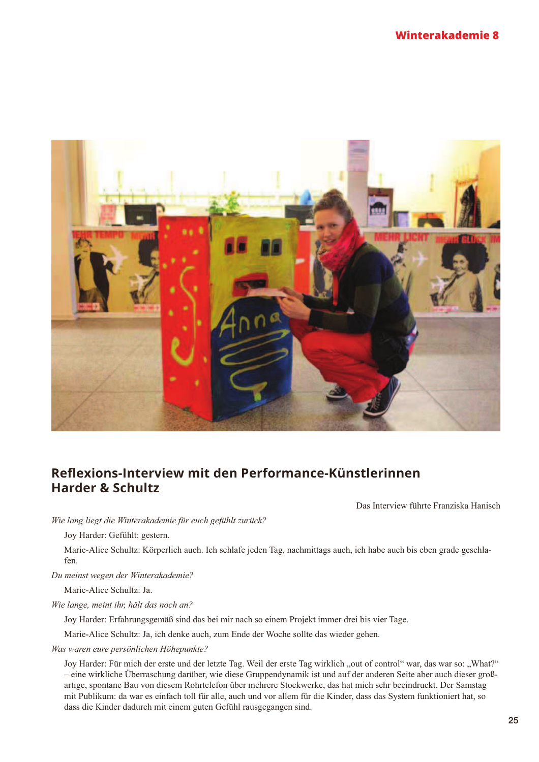## Reflexions-Interview mit den Performance-Künstlerinnen Harder & Schultz

Das Interview führte Franziska Hanisch

*Wie lang liegt die Winterakademie für euch gefühlt zurück?*

Joy Harder: Gefühlt: gestern.

Marie-Alice Schultz: Körperlich auch. Ich schlafe jeden Tag, nachmittags auch, ich habe auch bis eben grade geschlafen.

*Du meinst wegen der Winterakademie?*

Marie-Alice Schultz: Ja.

*Wie lange, meint ihr, hält das noch an?*

Joy Harder: Erfahrungsgemäß sind das bei mir nach so einem Projekt immer drei bis vier Tage.

Marie-Alice Schultz: Ja, ich denke auch, zum Ende der Woche sollte das wieder gehen.

*Was waren eure persönlichen Höhepunkte?*

Joy Harder: Für mich der erste und der letzte Tag. Weil der erste Tag wirklich „out of control" war, das war so: „What?" – eine wirkliche Überraschung darüber, wie diese Gruppendynamik ist und auf der anderen Seite aber auch dieser großartige, spontane Bau von diesem Rohrtelefon über mehrere Stockwerke, das hat mich sehr beeindruckt. Der Samstag mit Publikum: da war es einfach toll für alle, auch und vor allem für die Kinder, dass das System funktioniert hat, so dass die Kinder dadurch mit einem guten Gefühl rausgegangen sind.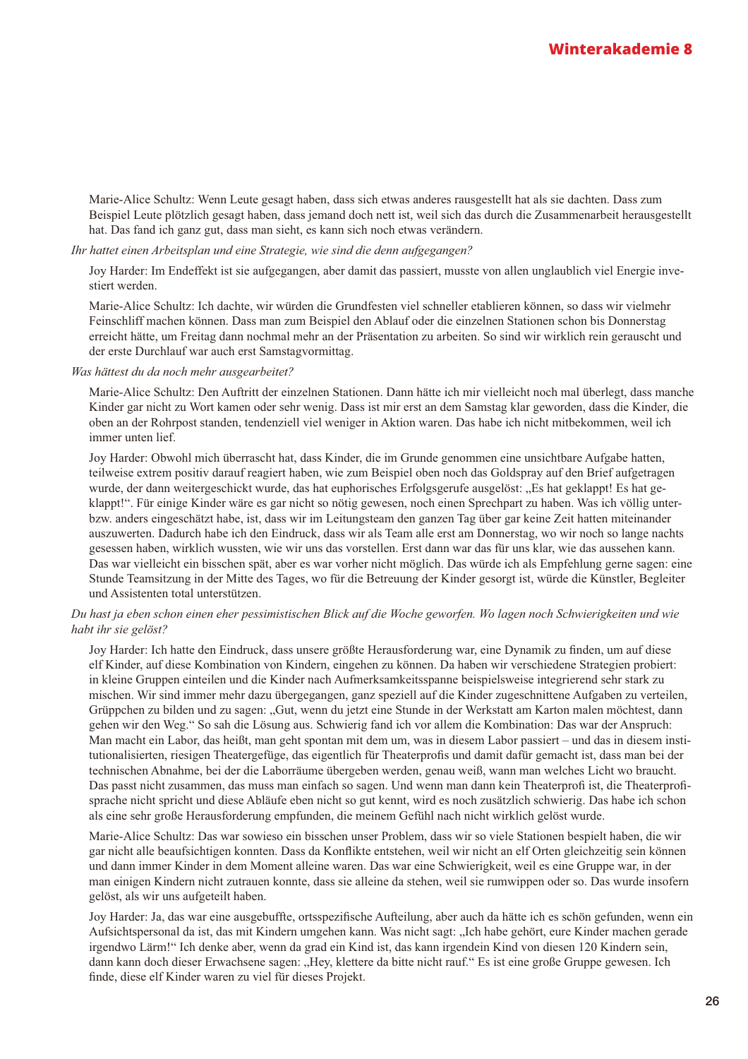Marie-Alice Schultz: Wenn Leute gesagt haben, dass sich etwas anderes rausgestellt hat als sie dachten. Dass zum Beispiel Leute plötzlich gesagt haben, dass jemand doch nett ist, weil sich das durch die Zusammenarbeit herausgestellt hat. Das fand ich ganz gut, dass man sieht, es kann sich noch etwas verändern.

*Ihr hattet einen Arbeitsplan und eine Strategie, wie sind die denn aufgegangen?*

Joy Harder: Im Endeffekt ist sie aufgegangen, aber damit das passiert, musste von allen unglaublich viel Energie investiert werden.

Marie-Alice Schultz: Ich dachte, wir würden die Grundfesten viel schneller etablieren können, so dass wir vielmehr Feinschliff machen können. Dass man zum Beispiel den Ablauf oder die einzelnen Stationen schon bis Donnerstag erreicht hätte, um Freitag dann nochmal mehr an der Präsentation zu arbeiten. So sind wir wirklich rein gerauscht und der erste Durchlauf war auch erst Samstagvormittag.

*Was hättest du da noch mehr ausgearbeitet?*

Marie-Alice Schultz: Den Auftritt der einzelnen Stationen. Dann hätte ich mir vielleicht noch mal überlegt, dass manche Kinder gar nicht zu Wort kamen oder sehr wenig. Dass ist mir erst an dem Samstag klar geworden, dass die Kinder, die oben an der Rohrpost standen, tendenziell viel weniger in Aktion waren. Das habe ich nicht mitbekommen, weil ich immer unten lief.

Joy Harder: Obwohl mich überrascht hat, dass Kinder, die im Grunde genommen eine unsichtbare Aufgabe hatten, teilweise extrem positiv darauf reagiert haben, wie zum Beispiel oben noch das Goldspray auf den Brief aufgetragen wurde, der dann weitergeschickt wurde, das hat euphorisches Erfolgsgerufe ausgelöst: „Es hat geklappt! Es hat geklappt!". Für einige Kinder wäre es gar nicht so nötig gewesen, noch einen Sprechpart zu haben. Was ich völlig unter- bzw. anders eingeschätzt habe, ist, dass wir im Leitungsteam den ganzen Tag über gar keine Zeit hatten miteinander auszuwerten. Dadurch habe ich den Eindruck, dass wir als Team alle erst am Donnerstag, wo wir noch so lange nachts gesessen haben, wirklich wussten, wie wir uns das vorstellen. Erst dann war das für uns klar, wie das aussehen kann. Das war vielleicht ein bisschen spät, aber es war vorher nicht möglich. Das würde ich als Empfehlung gerne sagen: eine Stunde Teamsitzung in der Mitte des Tages, wo für die Betreuung der Kinder gesorgt ist, würde die Künstler, Begleiter und Assistenten total unterstützen.

*Du hast ja eben schon einen eher pessimistischen Blick auf die Woche geworfen. Wo lagen noch Schwierigkeiten und wie habt ihr sie gelöst?*

Joy Harder: Ich hatte den Eindruck, dass unsere größte Herausforderung war, eine Dynamik zu finden, um auf diese elf Kinder, auf diese Kombination von Kindern, eingehen zu können. Da haben wir verschiedene Strategien probiert: in kleine Gruppen einteilen und die Kinder nach Aufmerksamkeitsspanne beispielsweise integrierend sehr stark zu mischen. Wir sind immer mehr dazu übergegangen, ganz speziell auf die Kinder zugeschnittene Aufgaben zu verteilen, Grüppchen zu bilden und zu sagen: „Gut, wenn du jetzt eine Stunde in der Werkstatt am Karton malen möchtest, dann gehen wir den Weg." So sah die Lösung aus. Schwierig fand ich vor allem die Kombination: Das war der Anspruch: Man macht ein Labor, das heißt, man geht spontan mit dem um, was in diesem Labor passiert – und das in diesem institutionalisierten, riesigen Theatergefüge, das eigentlich für Theaterprofis und damit dafür gemacht ist, dass man bei der technischen Abnahme, bei der die Laborräume übergeben werden, genau weiß, wann man welches Licht wo braucht. Das passt nicht zusammen, das muss man einfach so sagen. Und wenn man dann kein Theaterprofi ist, die Theaterprofisprache nicht spricht und diese Abläufe eben nicht so gut kennt, wird es noch zusätzlich schwierig. Das habe ich schon als eine sehr große Herausforderung empfunden, die meinem Gefühl nach nicht wirklich gelöst wurde.

Marie-Alice Schultz: Das war sowieso ein bisschen unser Problem, dass wir so viele Stationen bespielt haben, die wir gar nicht alle beaufsichtigen konnten. Dass da Konflikte entstehen, weil wir nicht an elf Orten gleichzeitig sein können und dann immer Kinder in dem Moment alleine waren. Das war eine Schwierigkeit, weil es eine Gruppe war, in der man einigen Kindern nicht zutrauen konnte, dass sie alleine da stehen, weil sie rumwippen oder so. Das wurde insofern gelöst, als wir uns aufgeteilt haben.

Joy Harder: Ja, das war eine ausgebuffte, ortsspezifische Aufteilung, aber auch da hätte ich es schön gefunden, wenn ein Aufsichtspersonal da ist, das mit Kindern umgehen kann. Was nicht sagt: „Ich habe gehört, eure Kinder machen gerade irgendwo Lärm!" Ich denke aber, wenn da grad ein Kind ist, das kann irgendein Kind von diesen 120 Kindern sein, dann kann doch dieser Erwachsene sagen: „Hey, klettere da bitte nicht rauf." Es ist eine große Gruppe gewesen. Ich finde, diese elf Kinder waren zu viel für dieses Projekt.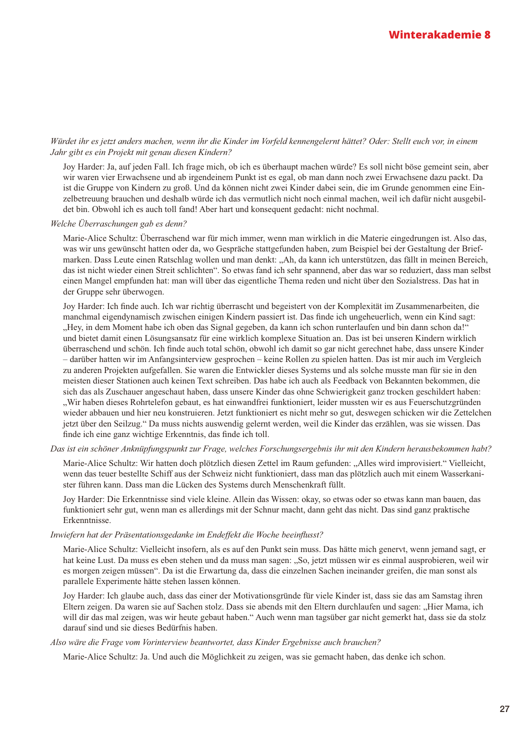*Würdet ihr es jetzt anders machen, wenn ihr die Kinder im Vorfeld kennengelernt hättet? Oder: Stellt euch vor, in einem Jahr gibt es ein Projekt mit genau diesen Kindern?*

Joy Harder: Ja, auf jeden Fall. Ich frage mich, ob ich es überhaupt machen würde? Es soll nicht böse gemeint sein, aber wir waren vier Erwachsene und ab irgendeinem Punkt ist es egal, ob man dann noch zwei Erwachsene dazu packt. Da ist die Gruppe von Kindern zu groß. Und da können nicht zwei Kinder dabei sein, die im Grunde genommen eine Einzelbetreuung brauchen und deshalb würde ich das vermutlich nicht noch einmal machen, weil ich dafür nicht ausgebildet bin. Obwohl ich es auch toll fand! Aber hart und konsequent gedacht: nicht nochmal.

*Welche Überraschungen gab es denn?*

Marie-Alice Schultz: Überraschend war für mich immer, wenn man wirklich in die Materie eingedrungen ist. Also das, was wir uns gewünscht hatten oder da, wo Gespräche stattgefunden haben, zum Beispiel bei der Gestaltung der Briefmarken. Dass Leute einen Ratschlag wollen und man denkt: „Ah, da kann ich unterstützen, das fällt in meinen Bereich, das ist nicht wieder einen Streit schlichten". So etwas fand ich sehr spannend, aber das war so reduziert, dass man selbst einen Mangel empfunden hat: man will über das eigentliche Thema reden und nicht über den Sozialstress. Das hat in der Gruppe sehr überwogen.

Joy Harder: Ich finde auch. Ich war richtig überrascht und begeistert von der Komplexität im Zusammenarbeiten, die manchmal eigendynamisch zwischen einigen Kindern passiert ist. Das finde ich ungeheuerlich, wenn ein Kind sagt: „Hey, in dem Moment habe ich oben das Signal gegeben, da kann ich schon runterlaufen und bin dann schon da!" und bietet damit einen Lösungsansatz für eine wirklich komplexe Situation an. Das ist bei unseren Kindern wirklich überraschend und schön. Ich finde auch total schön, obwohl ich damit so gar nicht gerechnet habe, dass unsere Kinder – darüber hatten wir im Anfangsinterview gesprochen – keine Rollen zu spielen hatten. Das ist mir auch im Vergleich zu anderen Projekten aufgefallen. Sie waren die Entwickler dieses Systems und als solche musste man für sie in den meisten dieser Stationen auch keinen Text schreiben. Das habe ich auch als Feedback von Bekannten bekommen, die sich das als Zuschauer angeschaut haben, dass unsere Kinder das ohne Schwierigkeit ganz trocken geschildert haben: „Wir haben dieses Rohrtelefon gebaut, es hat einwandfrei funktioniert, leider mussten wir es aus Feuerschutzgründen wieder abbauen und hier neu konstruieren. Jetzt funktioniert es nicht mehr so gut, deswegen schicken wir die Zettelchen jetzt über den Seilzug." Da muss nichts auswendig gelernt werden, weil die Kinder das erzählen, was sie wissen. Das finde ich eine ganz wichtige Erkenntnis, das finde ich toll.

*Das ist ein schöner Anknüpfungspunkt zur Frage, welches Forschungsergebnis ihr mit den Kindern herausbekommen habt?*

Marie-Alice Schultz: Wir hatten doch plötzlich diesen Zettel im Raum gefunden: „Alles wird improvisiert." Vielleicht, wenn das teuer bestellte Schiff aus der Schweiz nicht funktioniert, dass man das plötzlich auch mit einem Wasserkanister führen kann. Dass man die Lücken des Systems durch Menschenkraft füllt.

Joy Harder: Die Erkenntnisse sind viele kleine. Allein das Wissen: okay, so etwas oder so etwas kann man bauen, das funktioniert sehr gut, wenn man es allerdings mit der Schnur macht, dann geht das nicht. Das sind ganz praktische Erkenntnisse.

*Inwiefern hat der Präsentationsgedanke im Endeffekt die Woche beeinflusst?*

Marie-Alice Schultz: Vielleicht insofern, als es auf den Punkt sein muss. Das hätte mich genervt, wenn jemand sagt, er hat keine Lust. Da muss es eben stehen und da muss man sagen: „So, jetzt müssen wir es einmal ausprobieren, weil wir es morgen zeigen müssen". Da ist die Erwartung da, dass die einzelnen Sachen ineinander greifen, die man sonst als parallele Experimente hätte stehen lassen können.

Joy Harder: Ich glaube auch, dass das einer der Motivationsgründe für viele Kinder ist, dass sie das am Samstag ihren Eltern zeigen. Da waren sie auf Sachen stolz. Dass sie abends mit den Eltern durchlaufen und sagen: „Hier Mama, ich will dir das mal zeigen, was wir heute gebaut haben." Auch wenn man tagsüber gar nicht gemerkt hat, dass sie da stolz darauf sind und sie dieses Bedürfnis haben.

*Also wäre die Frage vom Vorinterview beantwortet, dass Kinder Ergebnisse auch brauchen?*

Marie-Alice Schultz: Ja. Und auch die Möglichkeit zu zeigen, was sie gemacht haben, das denke ich schon.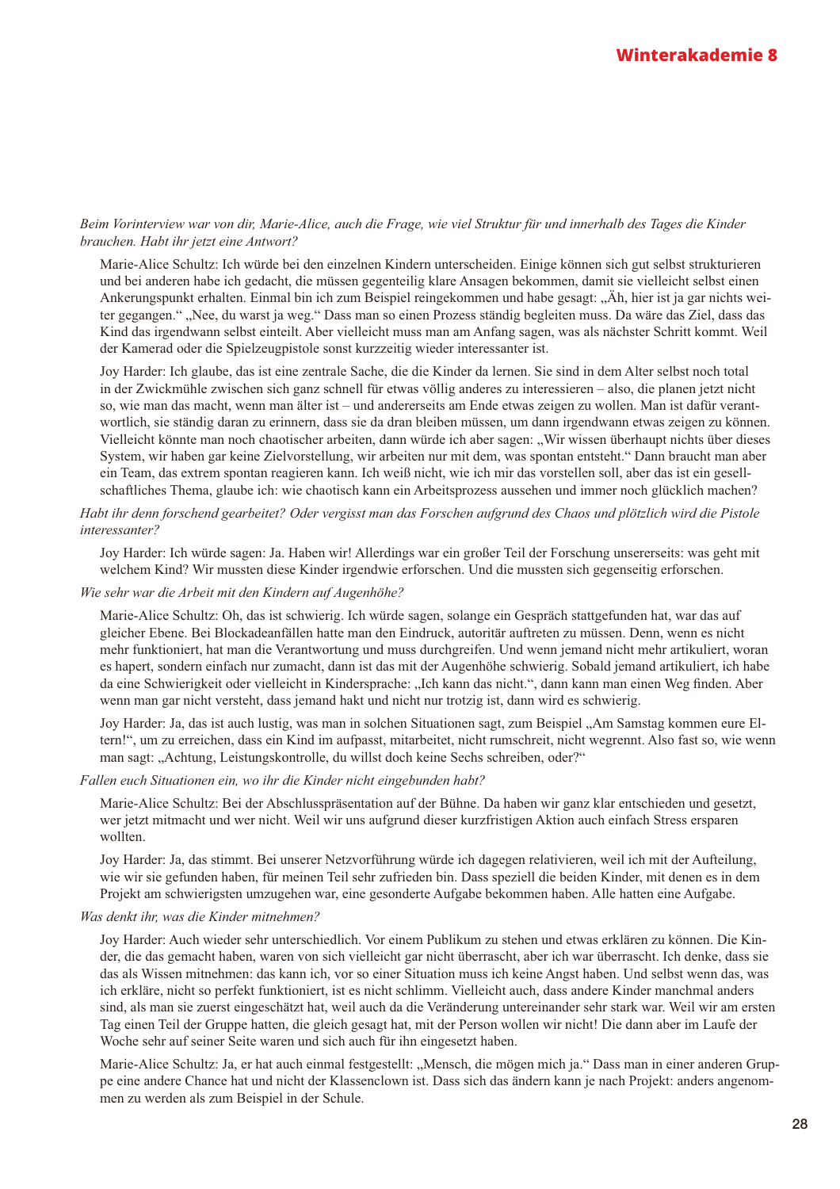*Beim Vorinterview war von dir, Marie-Alice, auch die Frage, wie viel Struktur für und innerhalb des Tages die Kinder brauchen. Habt ihr jetzt eine Antwort?*

Marie-Alice Schultz: Ich würde bei den einzelnen Kindern unterscheiden. Einige können sich gut selbst strukturieren und bei anderen habe ich gedacht, die müssen gegenteilig klare Ansagen bekommen, damit sie vielleicht selbst einen Ankerungspunkt erhalten. Einmal bin ich zum Beispiel reingekommen und habe gesagt: „Äh, hier ist ja gar nichts weiter gegangen.“ „Nee, du warst ja weg.“ Dass man so einen Prozess ständig begleiten muss. Da wäre das Ziel, dass das Kind das irgendwann selbst einteilt. Aber vielleicht muss man am Anfang sagen, was als nächster Schritt kommt. Weil der Kamerad oder die Spielzeugpistole sonst kurzzeitig wieder interessanter ist.

Joy Harder: Ich glaube, das ist eine zentrale Sache, die die Kinder da lernen. Sie sind in dem Alter selbst noch total in der Zwickmühle zwischen sich ganz schnell für etwas völlig anderes zu interessieren – also, die planen jetzt nicht so, wie man das macht, wenn man älter ist – und andererseits am Ende etwas zeigen zu wollen. Man ist dafür verantwortlich, sie ständig daran zu erinnern, dass sie da dran bleiben müssen, um dann irgendwann etwas zeigen zu können. Vielleicht könnte man noch chaotischer arbeiten, dann würde ich aber sagen: „Wir wissen überhaupt nichts über dieses System, wir haben gar keine Zielvorstellung, wir arbeiten nur mit dem, was spontan entsteht.“ Dann braucht man aber ein Team, das extrem spontan reagieren kann. Ich weiß nicht, wie ich mir das vorstellen soll, aber das ist ein gesellschaftliches Thema, glaube ich: wie chaotisch kann ein Arbeitsprozess aussehen und immer noch glücklich machen?

*Habt ihr denn forschend gearbeitet? Oder vergisst man das Forschen aufgrund des Chaos und plötzlich wird die Pistole interessanter?*

Joy Harder: Ich würde sagen: Ja. Haben wir! Allerdings war ein großer Teil der Forschung unsererseits: was geht mit welchem Kind? Wir mussten diese Kinder irgendwie erforschen. Und die mussten sich gegenseitig erforschen.

*Wie sehr war die Arbeit mit den Kindern auf Augenhöhe?*

Marie-Alice Schultz: Oh, das ist schwierig. Ich würde sagen, solange ein Gespräch stattgefunden hat, war das auf gleicher Ebene. Bei Blockadeanfällen hatte man den Eindruck, autoritär auftreten zu müssen. Denn, wenn es nicht mehr funktioniert, hat man die Verantwortung und muss durchgreifen. Und wenn jemand nicht mehr artikuliert, woran es hapert, sondern einfach nur zumacht, dann ist das mit der Augenhöhe schwierig. Sobald jemand artikuliert, ich habe da eine Schwierigkeit oder vielleicht in Kindersprache: „Ich kann das nicht.“, dann kann man einen Weg finden. Aber wenn man gar nicht versteht, dass jemand hakt und nicht nur trotzig ist, dann wird es schwierig.

Joy Harder: Ja, das ist auch lustig, was man in solchen Situationen sagt, zum Beispiel „Am Samstag kommen eure Eltern!“, um zu erreichen, dass ein Kind im aufpasst, mitarbeitet, nicht rumschreit, nicht wegrennt. Also fast so, wie wenn man sagt: „Achtung, Leistungskontrolle, du willst doch keine Sechs schreiben, oder?“

*Fallen euch Situationen ein, wo ihr die Kinder nicht eingebunden habt?*

Marie-Alice Schultz: Bei der Abschlusspräsentation auf der Bühne. Da haben wir ganz klar entschieden und gesetzt, wer jetzt mitmacht und wer nicht. Weil wir uns aufgrund dieser kurzfristigen Aktion auch einfach Stress ersparen wollten.

Joy Harder: Ja, das stimmt. Bei unserer Netzvorführung würde ich dagegen relativieren, weil ich mit der Aufteilung, wie wir sie gefunden haben, für meinen Teil sehr zufrieden bin. Dass speziell die beiden Kinder, mit denen es in dem Projekt am schwierigsten umzugehen war, eine gesonderte Aufgabe bekommen haben. Alle hatten eine Aufgabe.

*Was denkt ihr, was die Kinder mitnehmen?*

Joy Harder: Auch wieder sehr unterschiedlich. Vor einem Publikum zu stehen und etwas erklären zu können. Die Kinder, die das gemacht haben, waren von sich vielleicht gar nicht überrascht, aber ich war überrascht. Ich denke, dass sie das als Wissen mitnehmen: das kann ich, vor so einer Situation muss ich keine Angst haben. Und selbst wenn das, was ich erkläre, nicht so perfekt funktioniert, ist es nicht schlimm. Vielleicht auch, dass andere Kinder manchmal anders sind, als man sie zuerst eingeschätzt hat, weil auch da die Veränderung untereinander sehr stark war. Weil wir am ersten Tag einen Teil der Gruppe hatten, die gleich gesagt hat, mit der Person wollen wir nicht! Die dann aber im Laufe der Woche sehr auf seiner Seite waren und sich auch für ihn eingesetzt haben.

Marie-Alice Schultz: Ja, er hat auch einmal festgestellt: „Mensch, die mögen mich ja.“ Dass man in einer anderen Gruppe eine andere Chance hat und nicht der Klassenclown ist. Dass sich das ändern kann je nach Projekt: anders angenommen zu werden als zum Beispiel in der Schule.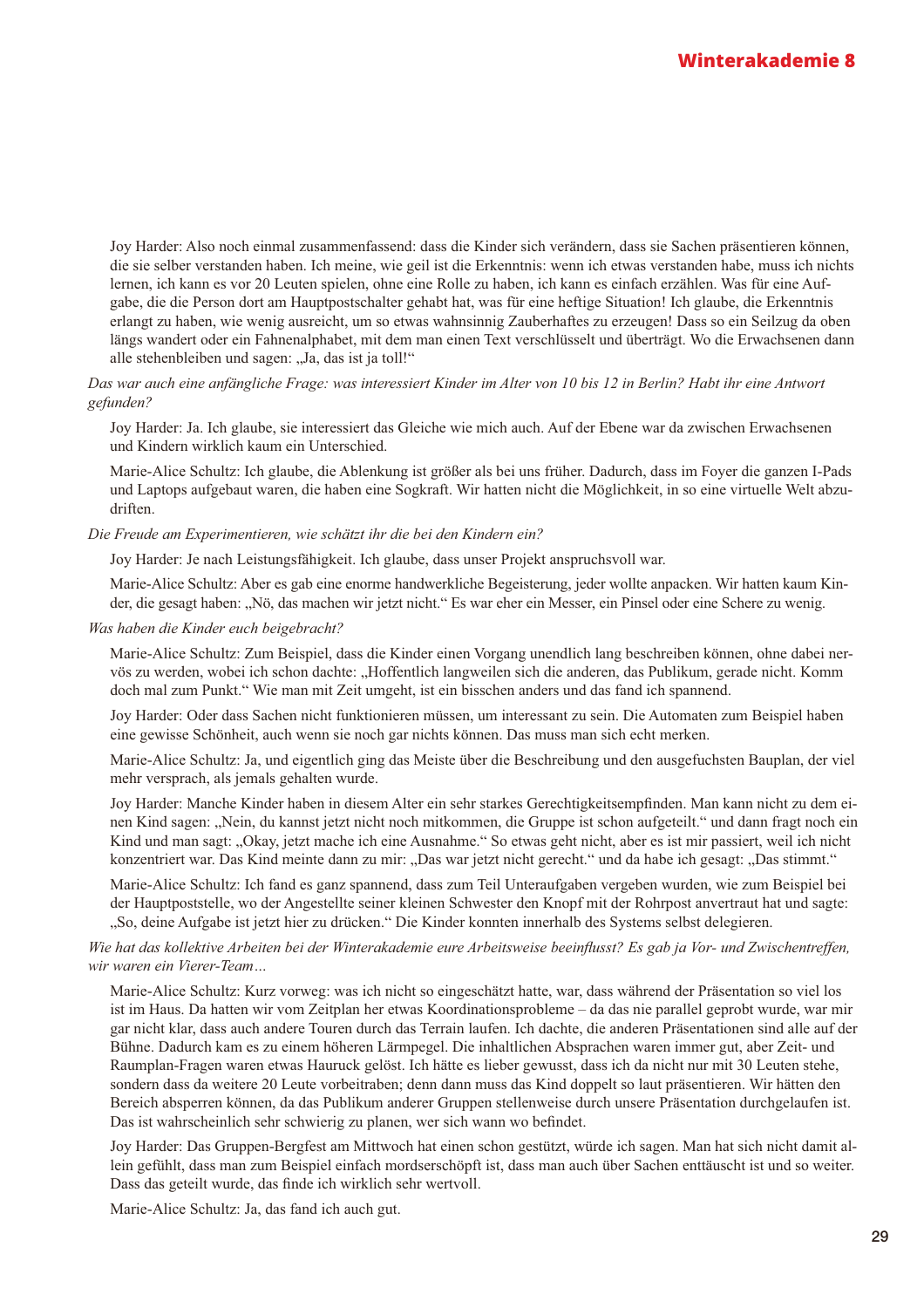Joy Harder: Also noch einmal zusammenfassend: dass die Kinder sich verändern, dass sie Sachen präsentieren können, die sie selber verstanden haben. Ich meine, wie geil ist die Erkenntnis: wenn ich etwas verstanden habe, muss ich nichts lernen, ich kann es vor 20 Leuten spielen, ohne eine Rolle zu haben, ich kann es einfach erzählen. Was für eine Aufgabe, die die Person dort am Hauptpostschalter gehabt hat, was für eine heftige Situation! Ich glaube, die Erkenntnis erlangt zu haben, wie wenig ausreicht, um so etwas wahnsinnig Zauberhaftes zu erzeugen! Dass so ein Seilzug da oben längs wandert oder ein Fahnenalphabet, mit dem man einen Text verschlüsselt und überträgt. Wo die Erwachsenen dann alle stehenbleiben und sagen: „Ja, das ist ja toll!"

*Das war auch eine anfängliche Frage: was interessiert Kinder im Alter von 10 bis 12 in Berlin? Habt ihr eine Antwort gefunden?*

Joy Harder: Ja. Ich glaube, sie interessiert das Gleiche wie mich auch. Auf der Ebene war da zwischen Erwachsenen und Kindern wirklich kaum ein Unterschied.

Marie-Alice Schultz: Ich glaube, die Ablenkung ist größer als bei uns früher. Dadurch, dass im Foyer die ganzen I-Pads und Laptops aufgebaut waren, die haben eine Sogkraft. Wir hatten nicht die Möglichkeit, in so eine virtuelle Welt abzudriften.

*Die Freude am Experimentieren, wie schätzt ihr die bei den Kindern ein?*

Joy Harder: Je nach Leistungsfähigkeit. Ich glaube, dass unser Projekt anspruchsvoll war.

Marie-Alice Schultz: Aber es gab eine enorme handwerkliche Begeisterung, jeder wollte anpacken. Wir hatten kaum Kinder, die gesagt haben: „Nö, das machen wir jetzt nicht." Es war eher ein Messer, ein Pinsel oder eine Schere zu wenig.

*Was haben die Kinder euch beigebracht?*

Marie-Alice Schultz: Zum Beispiel, dass die Kinder einen Vorgang unendlich lang beschreiben können, ohne dabei nervös zu werden, wobei ich schon dachte: „Hoffentlich langweilen sich die anderen, das Publikum, gerade nicht. Komm doch mal zum Punkt." Wie man mit Zeit umgeht, ist ein bisschen anders und das fand ich spannend.

Joy Harder: Oder dass Sachen nicht funktionieren müssen, um interessant zu sein. Die Automaten zum Beispiel haben eine gewisse Schönheit, auch wenn sie noch gar nichts können. Das muss man sich echt merken.

Marie-Alice Schultz: Ja, und eigentlich ging das Meiste über die Beschreibung und den ausgefuchsten Bauplan, der viel mehr versprach, als jemals gehalten wurde.

Joy Harder: Manche Kinder haben in diesem Alter ein sehr starkes Gerechtigkeitsempfinden. Man kann nicht zu dem einen Kind sagen: „Nein, du kannst jetzt nicht noch mitkommen, die Gruppe ist schon aufgeteilt." und dann fragt noch ein Kind und man sagt: „Okay, jetzt mache ich eine Ausnahme." So etwas geht nicht, aber es ist mir passiert, weil ich nicht konzentriert war. Das Kind meinte dann zu mir: „Das war jetzt nicht gerecht." und da habe ich gesagt: „Das stimmt."

Marie-Alice Schultz: Ich fand es ganz spannend, dass zum Teil Unteraufgaben vergeben wurden, wie zum Beispiel bei der Hauptpoststelle, wo der Angestellte seiner kleinen Schwester den Knopf mit der Rohrpost anvertraut hat und sagte: „So, deine Aufgabe ist jetzt hier zu drücken." Die Kinder konnten innerhalb des Systems selbst delegieren.

*Wie hat das kollektive Arbeiten bei der Winterakademie eure Arbeitsweise beeinflusst? Es gab ja Vor- und Zwischentreffen, wir waren ein Vierer-Team…*

Marie-Alice Schultz: Kurz vorweg: was ich nicht so eingeschätzt hatte, war, dass während der Präsentation so viel los ist im Haus. Da hatten wir vom Zeitplan her etwas Koordinationsprobleme – da das nie parallel geprobt wurde, war mir gar nicht klar, dass auch andere Touren durch das Terrain laufen. Ich dachte, die anderen Präsentationen sind alle auf der Bühne. Dadurch kam es zu einem höheren Lärmpegel. Die inhaltlichen Absprachen waren immer gut, aber Zeit- und Raumplan-Fragen waren etwas Hauruck gelöst. Ich hätte es lieber gewusst, dass ich da nicht nur mit 30 Leuten stehe, sondern dass da weitere 20 Leute vorbeitraben; denn dann muss das Kind doppelt so laut präsentieren. Wir hätten den Bereich absperren können, da das Publikum anderer Gruppen stellenweise durch unsere Präsentation durchgelaufen ist. Das ist wahrscheinlich sehr schwierig zu planen, wer sich wann wo befindet.

Joy Harder: Das Gruppen-Bergfest am Mittwoch hat einen schon gestützt, würde ich sagen. Man hat sich nicht damit allein gefühlt, dass man zum Beispiel einfach mordserschöpft ist, dass man auch über Sachen enttäuscht ist und so weiter. Dass das geteilt wurde, das finde ich wirklich sehr wertvoll.

Marie-Alice Schultz: Ja, das fand ich auch gut.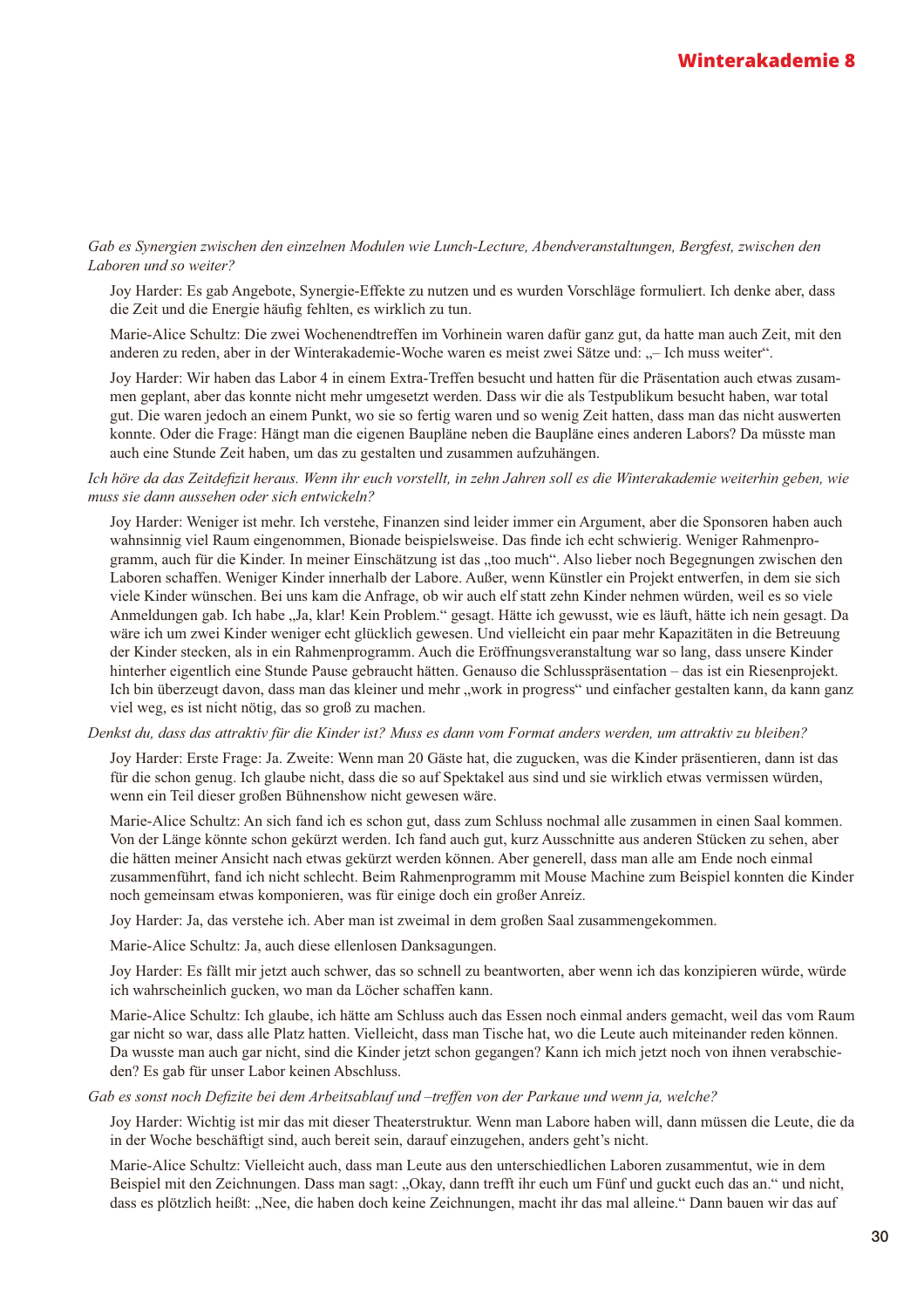*Gab es Synergien zwischen den einzelnen Modulen wie Lunch-Lecture, Abendveranstaltungen, Bergfest, zwischen den Laboren und so weiter?*

Joy Harder: Es gab Angebote, Synergie-Effekte zu nutzen und es wurden Vorschläge formuliert. Ich denke aber, dass die Zeit und die Energie häufig fehlten, es wirklich zu tun.

Marie-Alice Schultz: Die zwei Wochenendtreffen im Vorhinein waren dafür ganz gut, da hatte man auch Zeit, mit den anderen zu reden, aber in der Winterakademie-Woche waren es meist zwei Sätze und: „– Ich muss weiter".

Joy Harder: Wir haben das Labor 4 in einem Extra-Treffen besucht und hatten für die Präsentation auch etwas zusammen geplant, aber das konnte nicht mehr umgesetzt werden. Dass wir die als Testpublikum besucht haben, war total gut. Die waren jedoch an einem Punkt, wo sie so fertig waren und so wenig Zeit hatten, dass man das nicht auswerten konnte. Oder die Frage: Hängt man die eigenen Baupläne neben die Baupläne eines anderen Labors? Da müsste man auch eine Stunde Zeit haben, um das zu gestalten und zusammen aufzuhängen.

*Ich höre da das Zeitdefizit heraus. Wenn ihr euch vorstellt, in zehn Jahren soll es die Winterakademie weiterhin geben, wie muss sie dann aussehen oder sich entwickeln?*

Joy Harder: Weniger ist mehr. Ich verstehe, Finanzen sind leider immer ein Argument, aber die Sponsoren haben auch wahnsinnig viel Raum eingenommen, Bionade beispielsweise. Das finde ich echt schwierig. Weniger Rahmenprogramm, auch für die Kinder. In meiner Einschätzung ist das „too much". Also lieber noch Begegnungen zwischen den Laboren schaffen. Weniger Kinder innerhalb der Labore. Außer, wenn Künstler ein Projekt entwerfen, in dem sie sich viele Kinder wünschen. Bei uns kam die Anfrage, ob wir auch elf statt zehn Kinder nehmen würden, weil es so viele Anmeldungen gab. Ich habe „Ja, klar! Kein Problem." gesagt. Hätte ich gewusst, wie es läuft, hätte ich nein gesagt. Da wäre ich um zwei Kinder weniger echt glücklich gewesen. Und vielleicht ein paar mehr Kapazitäten in die Betreuung der Kinder stecken, als in ein Rahmenprogramm. Auch die Eröffnungsveranstaltung war so lang, dass unsere Kinder hinterher eigentlich eine Stunde Pause gebraucht hätten. Genauso die Schlusspräsentation – das ist ein Riesenprojekt. Ich bin überzeugt davon, dass man das kleiner und mehr „work in progress" und einfacher gestalten kann, da kann ganz viel weg, es ist nicht nötig, das so groß zu machen.

*Denkst du, dass das attraktiv für die Kinder ist? Muss es dann vom Format anders werden, um attraktiv zu bleiben?*

Joy Harder: Erste Frage: Ja. Zweite: Wenn man 20 Gäste hat, die zugucken, was die Kinder präsentieren, dann ist das für die schon genug. Ich glaube nicht, dass die so auf Spektakel aus sind und sie wirklich etwas vermissen würden, wenn ein Teil dieser großen Bühnenshow nicht gewesen wäre.

Marie-Alice Schultz: An sich fand ich es schon gut, dass zum Schluss nochmal alle zusammen in einen Saal kommen. Von der Länge könnte schon gekürzt werden. Ich fand auch gut, kurz Ausschnitte aus anderen Stücken zu sehen, aber die hätten meiner Ansicht nach etwas gekürzt werden können. Aber generell, dass man alle am Ende noch einmal zusammenführt, fand ich nicht schlecht. Beim Rahmenprogramm mit Mouse Machine zum Beispiel konnten die Kinder noch gemeinsam etwas komponieren, was für einige doch ein großer Anreiz.

Joy Harder: Ja, das verstehe ich. Aber man ist zweimal in dem großen Saal zusammengekommen.

Marie-Alice Schultz: Ja, auch diese ellenlosen Danksagungen.

Joy Harder: Es fällt mir jetzt auch schwer, das so schnell zu beantworten, aber wenn ich das konzipieren würde, würde ich wahrscheinlich gucken, wo man da Löcher schaffen kann.

Marie-Alice Schultz: Ich glaube, ich hätte am Schluss auch das Essen noch einmal anders gemacht, weil das vom Raum gar nicht so war, dass alle Platz hatten. Vielleicht, dass man Tische hat, wo die Leute auch miteinander reden können. Da wusste man auch gar nicht, sind die Kinder jetzt schon gegangen? Kann ich mich jetzt noch von ihnen verabschieden? Es gab für unser Labor keinen Abschluss.

*Gab es sonst noch Defizite bei dem Arbeitsablauf und –treffen von der Parkaue und wenn ja, welche?*

Joy Harder: Wichtig ist mir das mit dieser Theaterstruktur. Wenn man Labore haben will, dann müssen die Leute, die da in der Woche beschäftigt sind, auch bereit sein, darauf einzugehen, anders geht's nicht.

Marie-Alice Schultz: Vielleicht auch, dass man Leute aus den unterschiedlichen Laboren zusammentut, wie in dem Beispiel mit den Zeichnungen. Dass man sagt: „Okay, dann trefft ihr euch um Fünf und guckt euch das an." und nicht, dass es plötzlich heißt: „Nee, die haben doch keine Zeichnungen, macht ihr das mal alleine." Dann bauen wir das auf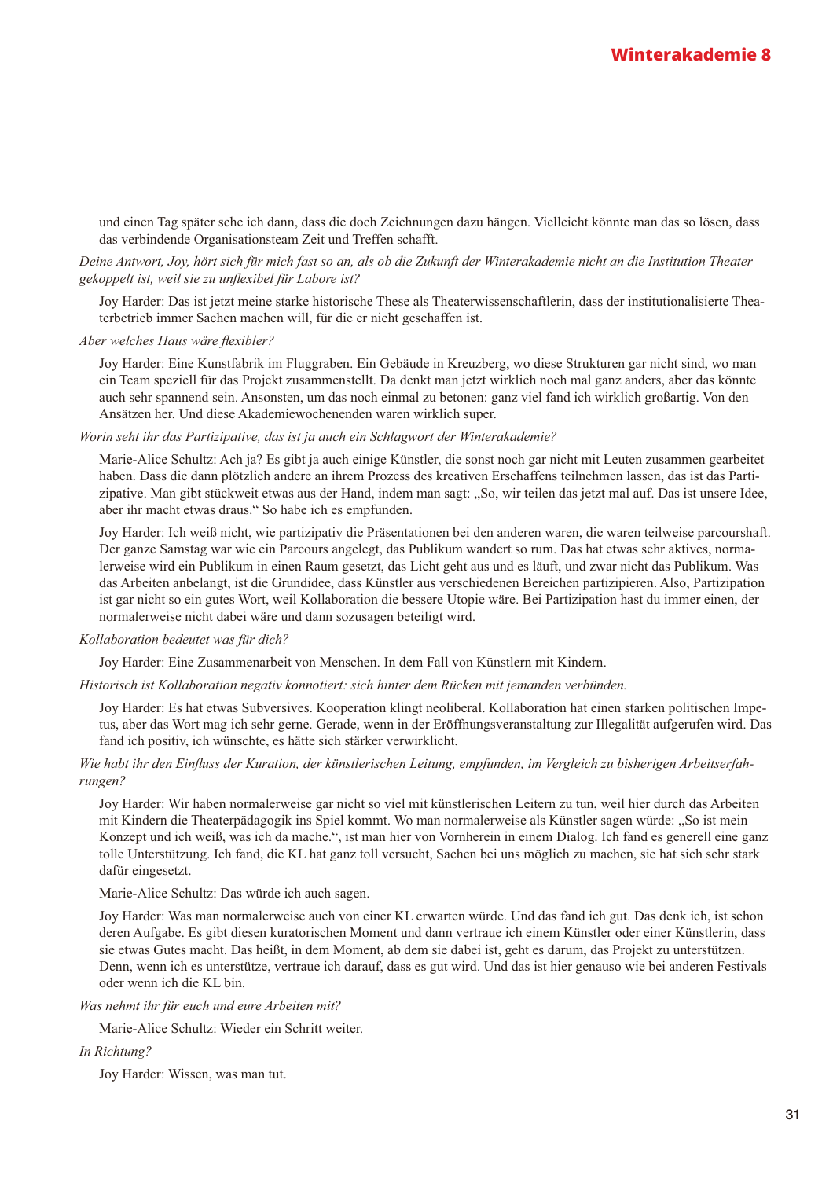und einen Tag später sehe ich dann, dass die doch Zeichnungen dazu hängen. Vielleicht könnte man das so lösen, dass das verbindende Organisationsteam Zeit und Treffen schafft.

*Deine Antwort, Joy, hört sich für mich fast so an, als ob die Zukunft der Winterakademie nicht an die Institution Theater gekoppelt ist, weil sie zu unflexibel für Labore ist?*

Joy Harder: Das ist jetzt meine starke historische These als Theaterwissenschaftlerin, dass der institutionalisierte Theaterbetrieb immer Sachen machen will, für die er nicht geschaffen ist.

*Aber welches Haus wäre flexibler?*

Joy Harder: Eine Kunstfabrik im Fluggraben. Ein Gebäude in Kreuzberg, wo diese Strukturen gar nicht sind, wo man ein Team speziell für das Projekt zusammenstellt. Da denkt man jetzt wirklich noch mal ganz anders, aber das könnte auch sehr spannend sein. Ansonsten, um das noch einmal zu betonen: ganz viel fand ich wirklich großartig. Von den Ansätzen her. Und diese Akademiewochenenden waren wirklich super.

*Worin seht ihr das Partizipative, das ist ja auch ein Schlagwort der Winterakademie?*

Marie-Alice Schultz: Ach ja? Es gibt ja auch einige Künstler, die sonst noch gar nicht mit Leuten zusammen gearbeitet haben. Dass die dann plötzlich andere an ihrem Prozess des kreativen Erschaffens teilnehmen lassen, das ist das Partizipative. Man gibt stückweit etwas aus der Hand, indem man sagt: „So, wir teilen das jetzt mal auf. Das ist unsere Idee, aber ihr macht etwas draus." So habe ich es empfunden.

Joy Harder: Ich weiß nicht, wie partizipativ die Präsentationen bei den anderen waren, die waren teilweise parcourshaft. Der ganze Samstag war wie ein Parcours angelegt, das Publikum wandert so rum. Das hat etwas sehr aktives, normalerweise wird ein Publikum in einen Raum gesetzt, das Licht geht aus und es läuft, und zwar nicht das Publikum. Was das Arbeiten anbelangt, ist die Grundidee, dass Künstler aus verschiedenen Bereichen partizipieren. Also, Partizipation ist gar nicht so ein gutes Wort, weil Kollaboration die bessere Utopie wäre. Bei Partizipation hast du immer einen, der normalerweise nicht dabei wäre und dann sozusagen beteiligt wird.

*Kollaboration bedeutet was für dich?*

Joy Harder: Eine Zusammenarbeit von Menschen. In dem Fall von Künstlern mit Kindern.

*Historisch ist Kollaboration negativ konnotiert: sich hinter dem Rücken mit jemanden verbünden.*

Joy Harder: Es hat etwas Subversives. Kooperation klingt neoliberal. Kollaboration hat einen starken politischen Impetus, aber das Wort mag ich sehr gerne. Gerade, wenn in der Eröffnungsveranstaltung zur Illegalität aufgerufen wird. Das fand ich positiv, ich wünschte, es hätte sich stärker verwirklicht.

*Wie habt ihr den Einfluss der Kuration, der künstlerischen Leitung, empfunden, im Vergleich zu bisherigen Arbeitserfahrungen?*

Joy Harder: Wir haben normalerweise gar nicht so viel mit künstlerischen Leitern zu tun, weil hier durch das Arbeiten mit Kindern die Theaterpädagogik ins Spiel kommt. Wo man normalerweise als Künstler sagen würde: „So ist mein Konzept und ich weiß, was ich da mache.", ist man hier von Vornherein in einem Dialog. Ich fand es generell eine ganz tolle Unterstützung. Ich fand, die KL hat ganz toll versucht, Sachen bei uns möglich zu machen, sie hat sich sehr stark dafür eingesetzt.

Marie-Alice Schultz: Das würde ich auch sagen.

Joy Harder: Was man normalerweise auch von einer KL erwarten würde. Und das fand ich gut. Das denk ich, ist schon deren Aufgabe. Es gibt diesen kuratorischen Moment und dann vertraue ich einem Künstler oder einer Künstlerin, dass sie etwas Gutes macht. Das heißt, in dem Moment, ab dem sie dabei ist, geht es darum, das Projekt zu unterstützen. Denn, wenn ich es unterstütze, vertraue ich darauf, dass es gut wird. Und das ist hier genauso wie bei anderen Festivals oder wenn ich die KL bin.

*Was nehmt ihr für euch und eure Arbeiten mit?*

Marie-Alice Schultz: Wieder ein Schritt weiter.

*In Richtung?*

Joy Harder: Wissen, was man tut.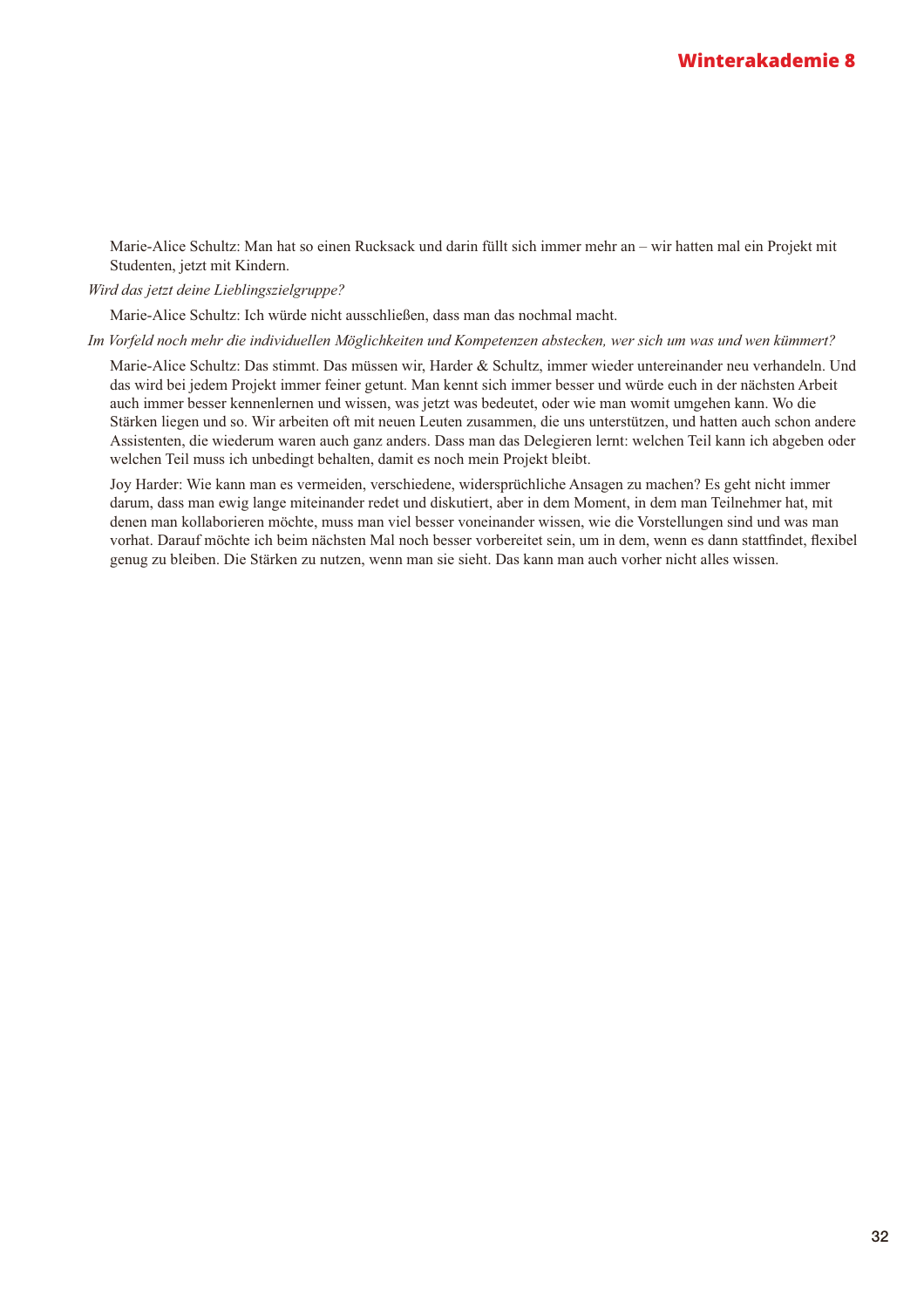Marie-Alice Schultz: Man hat so einen Rucksack und darin füllt sich immer mehr an – wir hatten mal ein Projekt mit Studenten, jetzt mit Kindern.

*Wird das jetzt deine Lieblingszielgruppe?*

Marie-Alice Schultz: Ich würde nicht ausschließen, dass man das nochmal macht.

*Im Vorfeld noch mehr die individuellen Möglichkeiten und Kompetenzen abstecken, wer sich um was und wen kümmert?*

Marie-Alice Schultz: Das stimmt. Das müssen wir, Harder & Schultz, immer wieder untereinander neu verhandeln. Und das wird bei jedem Projekt immer feiner getunt. Man kennt sich immer besser und würde euch in der nächsten Arbeit auch immer besser kennenlernen und wissen, was jetzt was bedeutet, oder wie man womit umgehen kann. Wo die Stärken liegen und so. Wir arbeiten oft mit neuen Leuten zusammen, die uns unterstützen, und hatten auch schon andere Assistenten, die wiederum waren auch ganz anders. Dass man das Delegieren lernt: welchen Teil kann ich abgeben oder welchen Teil muss ich unbedingt behalten, damit es noch mein Projekt bleibt.

Joy Harder: Wie kann man es vermeiden, verschiedene, widersprüchliche Ansagen zu machen? Es geht nicht immer darum, dass man ewig lange miteinander redet und diskutiert, aber in dem Moment, in dem man Teilnehmer hat, mit denen man kollaborieren möchte, muss man viel besser voneinander wissen, wie die Vorstellungen sind und was man vorhat. Darauf möchte ich beim nächsten Mal noch besser vorbereitet sein, um in dem, wenn es dann stattfindet, flexibel genug zu bleiben. Die Stärken zu nutzen, wenn man sie sieht. Das kann man auch vorher nicht alles wissen.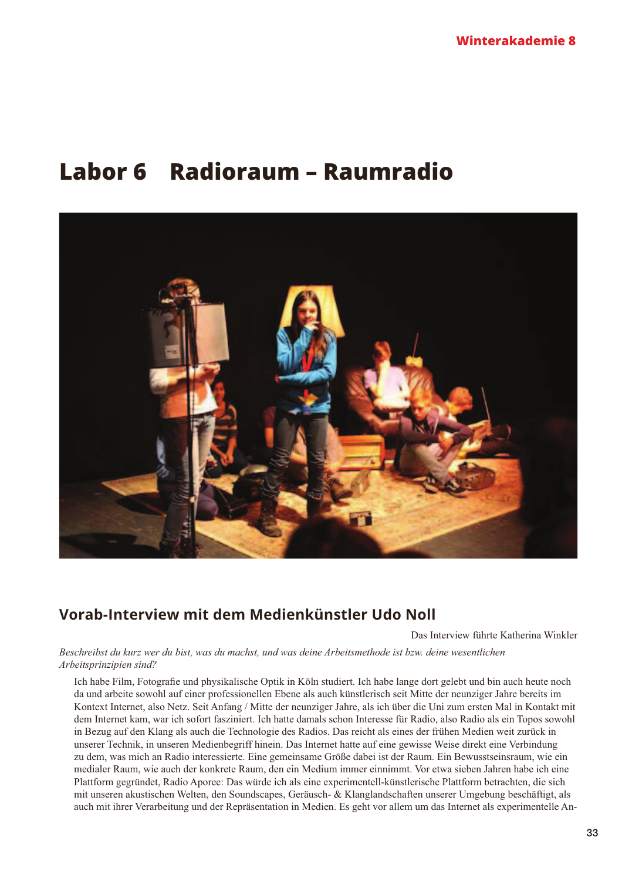# Labor 6 Radioraum – Raumradio

## Vorab-Interview mit dem Medienkünstler Udo Noll

Das Interview führte Katherina Winkler

*Beschreibst du kurz wer du bist, was du machst, und was deine Arbeitsmethode ist bzw. deine wesentlichen Arbeitsprinzipien sind?*

Ich habe Film, Fotografie und physikalische Optik in Köln studiert. Ich habe lange dort gelebt und bin auch heute noch da und arbeite sowohl auf einer professionellen Ebene als auch künstlerisch seit Mitte der neunziger Jahre bereits im Kontext Internet, also Netz. Seit Anfang / Mitte der neunziger Jahre, als ich über die Uni zum ersten Mal in Kontakt mit dem Internet kam, war ich sofort fasziniert. Ich hatte damals schon Interesse für Radio, also Radio als ein Topos sowohl in Bezug auf den Klang als auch die Technologie des Radios. Das reicht als eines der frühen Medien weit zurück in unserer Technik, in unseren Medienbegriff hinein. Das Internet hatte auf eine gewisse Weise direkt eine Verbindung zu dem, was mich an Radio interessierte. Eine gemeinsame Größe dabei ist der Raum. Ein Bewusstseinsraum, wie ein medialer Raum, wie auch der konkrete Raum, den ein Medium immer einnimmt. Vor etwa sieben Jahren habe ich eine Plattform gegründet, Radio Aporee: Das würde ich als eine experimentell-künstlerische Plattform betrachten, die sich mit unseren akustischen Welten, den Soundscapes, Geräusch- & Klanglandschaften unserer Umgebung beschäftigt, als auch mit ihrer Verarbeitung und der Repräsentation in Medien. Es geht vor allem um das Internet als experimentelle An-